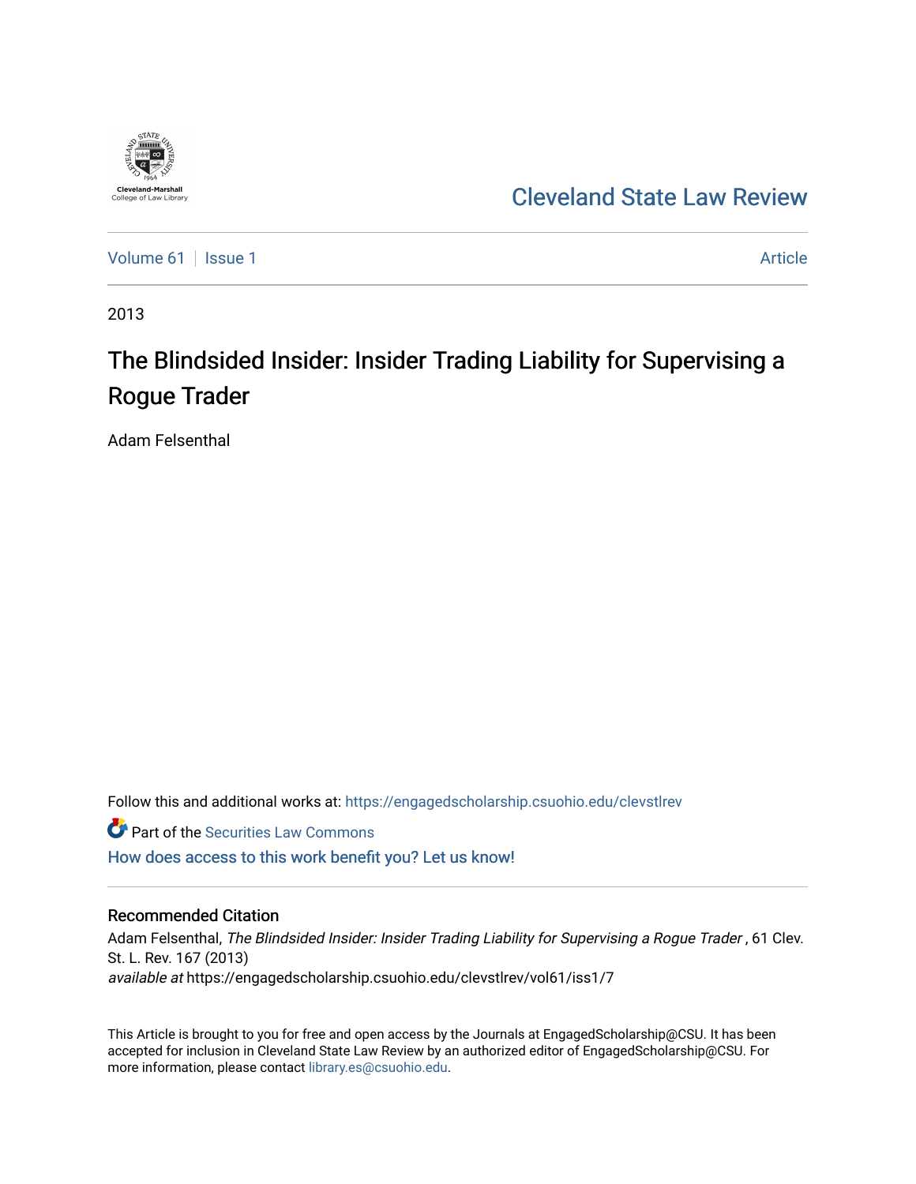Cleveland State Law Review

Volume 61 | Issue 1 — Article

2013

# The Blindsided Insider: Insider Trading Liability for Supervising a Rogue Trader

Adam Felsenthal

Follow this and additional works at: https://engagedscholarship.csuohio.edu/clevstlrev

Part of the Securities Law Commons

How does access to this work benefit you? Let us know!

## Recommended Citation

Adam Felsenthal, *The Blindsided Insider: Insider Trading Liability for Supervising a Rogue Trader* , 61 Clev. St. L. Rev. 167 (2013)
*available at* https://engagedscholarship.csuohio.edu/clevstlrev/vol61/iss1/7

This Article is brought to you for free and open access by the Journals at EngagedScholarship@CSU. It has been accepted for inclusion in Cleveland State Law Review by an authorized editor of EngagedScholarship@CSU. For more information, please contact library.es@csuohio.edu.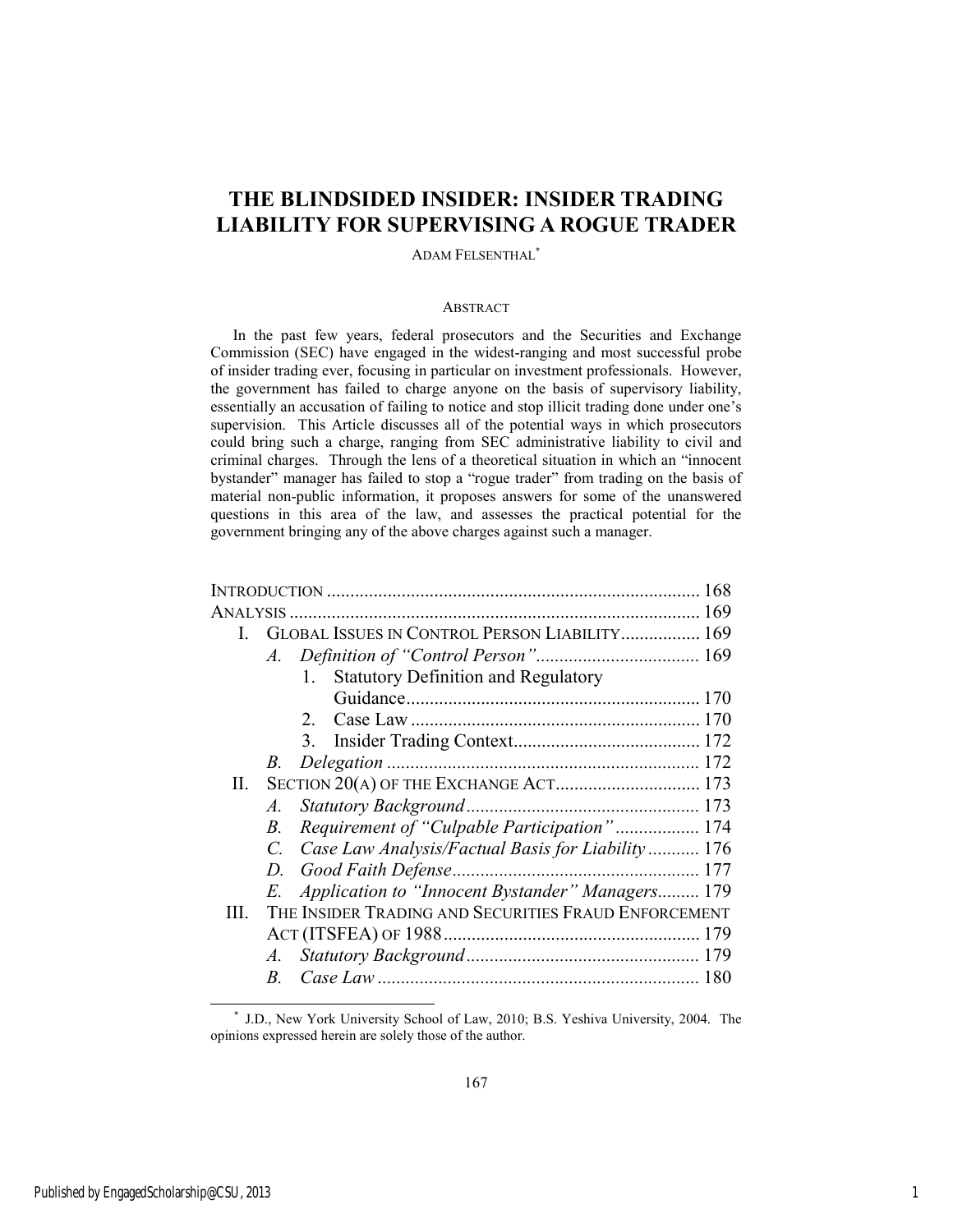# THE BLINDSIDED INSIDER: INSIDER TRADING LIABILITY FOR SUPERVISING A ROGUE TRADER

ADAM FELSENTHAL*

## ABSTRACT

In the past few years, federal prosecutors and the Securities and Exchange Commission (SEC) have engaged in the widest-ranging and most successful probe of insider trading ever, focusing in particular on investment professionals. However, the government has failed to charge anyone on the basis of supervisory liability, essentially an accusation of failing to notice and stop illicit trading done under one's supervision. This Article discusses all of the potential ways in which prosecutors could bring such a charge, ranging from SEC administrative liability to civil and criminal charges. Through the lens of a theoretical situation in which an "innocent bystander" manager has failed to stop a "rogue trader" from trading on the basis of material non-public information, it proposes answers for some of the unanswered questions in this area of the law, and assesses the practical potential for the government bringing any of the above charges against such a manager.

INTRODUCTION ........ 168
ANALYSIS ........ 169
- I. GLOBAL ISSUES IN CONTROL PERSON LIABILITY ........ 169
  - A. *Definition of "Control Person"* ........ 169
    - 1. Statutory Definition and Regulatory Guidance ........ 170
    - 2. Case Law ........ 170
    - 3. Insider Trading Context ........ 172
  - B. *Delegation* ........ 172
- II. SECTION 20(A) OF THE EXCHANGE ACT ........ 173
  - A. *Statutory Background* ........ 173
  - B. *Requirement of "Culpable Participation"* ........ 174
  - C. *Case Law Analysis/Factual Basis for Liability* ........ 176
  - D. *Good Faith Defense* ........ 177
  - E. *Application to "Innocent Bystander" Managers* ........ 179
- III. THE INSIDER TRADING AND SECURITIES FRAUD ENFORCEMENT ACT (ITSFEA) OF 1988 ........ 179
  - A. *Statutory Background* ........ 179
  - B. *Case Law* ........ 180

---

\* J.D., New York University School of Law, 2010; B.S. Yeshiva University, 2004. The opinions expressed herein are solely those of the author.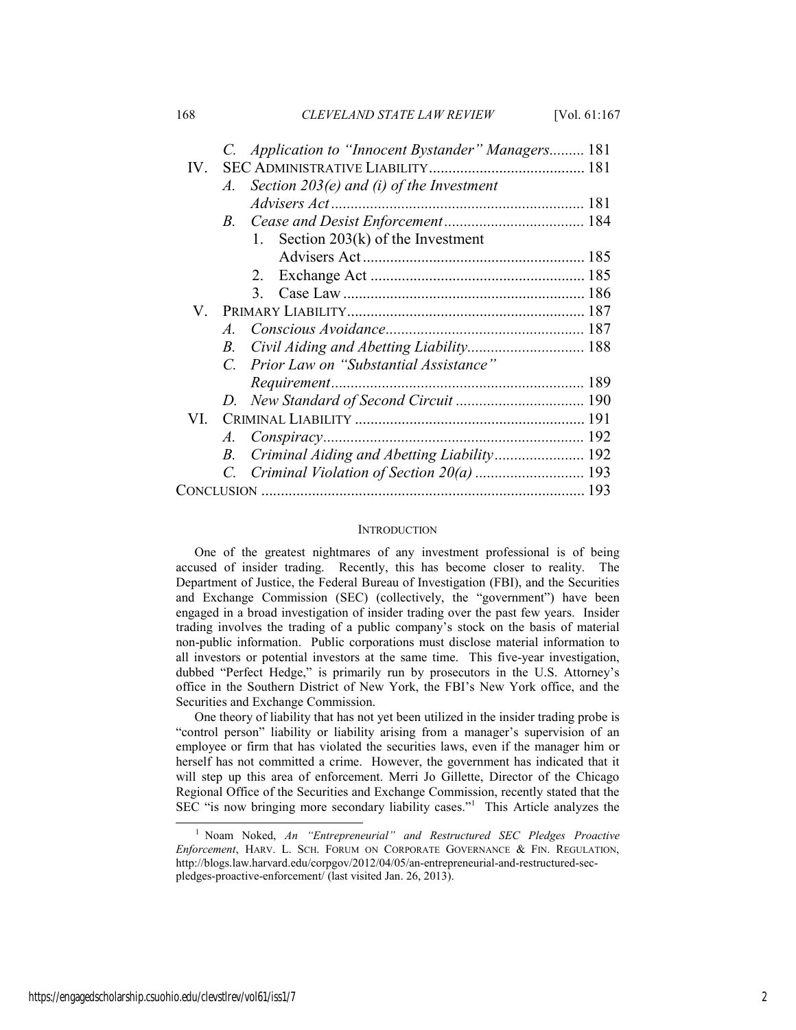C. *Application to "Innocent Bystander" Managers* ......... 181

IV. SEC ADMINISTRATIVE LIABILITY ........................................ 181

A. *Section 203(e) and (i) of the Investment Advisers Act* ................................................................ 181

B. *Cease and Desist Enforcement* .................................... 184

1. Section 203(k) of the Investment Advisers Act ........................................................ 185

2. Exchange Act ...................................................... 185

3. Case Law ............................................................ 186

V. PRIMARY LIABILITY ............................................................ 187

A. *Conscious Avoidance* .................................................. 187

B. *Civil Aiding and Abetting Liability* ............................. 188

C. *Prior Law on "Substantial Assistance" Requirement* ................................................................ 189

D. *New Standard of Second Circuit* ................................. 190

VI. CRIMINAL LIABILITY ........................................................... 191

A. *Conspiracy* .................................................................. 192

B. *Criminal Aiding and Abetting Liability* ....................... 192

C. *Criminal Violation of Section 20(a)* ............................ 193

CONCLUSION .................................................................................. 193

## INTRODUCTION

One of the greatest nightmares of any investment professional is of being accused of insider trading. Recently, this has become closer to reality. The Department of Justice, the Federal Bureau of Investigation (FBI), and the Securities and Exchange Commission (SEC) (collectively, the "government") have been engaged in a broad investigation of insider trading over the past few years. Insider trading involves the trading of a public company's stock on the basis of material non-public information. Public corporations must disclose material information to all investors or potential investors at the same time. This five-year investigation, dubbed "Perfect Hedge," is primarily run by prosecutors in the U.S. Attorney's office in the Southern District of New York, the FBI's New York office, and the Securities and Exchange Commission.

One theory of liability that has not yet been utilized in the insider trading probe is "control person" liability or liability arising from a manager's supervision of an employee or firm that has violated the securities laws, even if the manager him or herself has not committed a crime. However, the government has indicated that it will step up this area of enforcement. Merri Jo Gillette, Director of the Chicago Regional Office of the Securities and Exchange Commission, recently stated that the SEC "is now bringing more secondary liability cases."[1] This Article analyzes the

[1] Noam Noked, *An "Entrepreneurial" and Restructured SEC Pledges Proactive Enforcement*, HARV. L. SCH. FORUM ON CORPORATE GOVERNANCE & FIN. REGULATION, http://blogs.law.harvard.edu/corpgov/2012/04/05/an-entrepreneurial-and-restructured-sec-pledges-proactive-enforcement/ (last visited Jan. 26, 2013).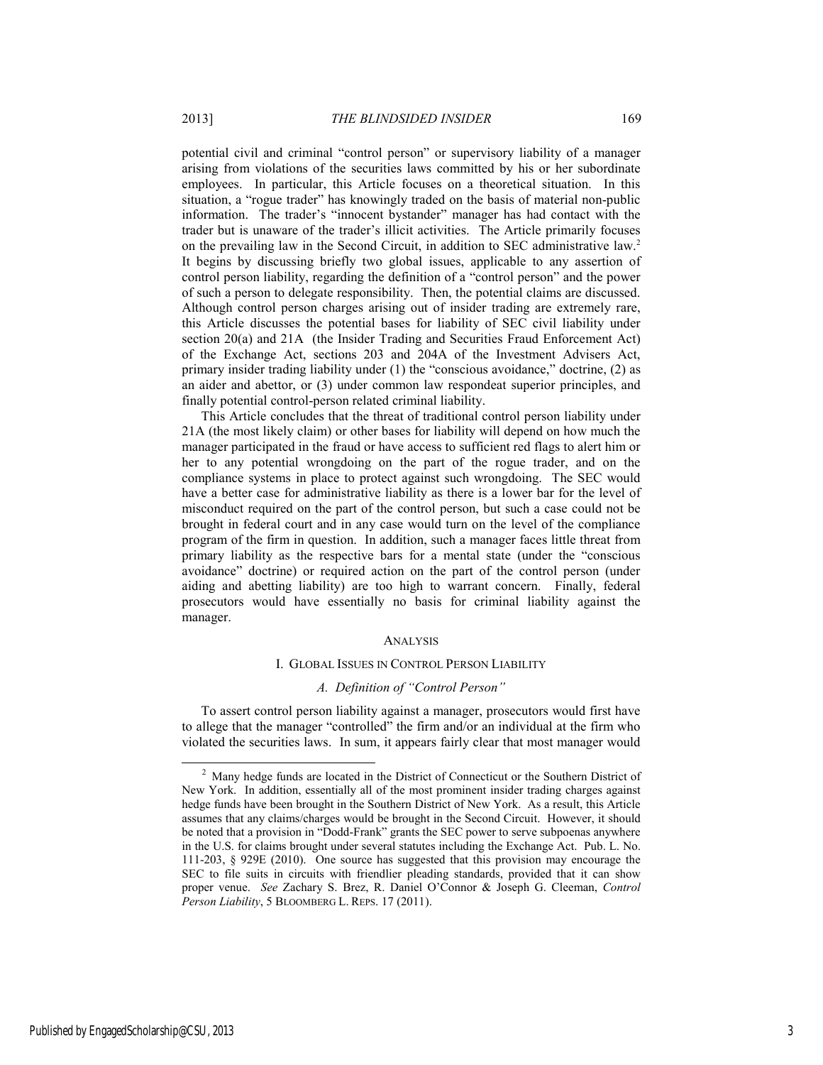potential civil and criminal "control person" or supervisory liability of a manager arising from violations of the securities laws committed by his or her subordinate employees. In particular, this Article focuses on a theoretical situation. In this situation, a "rogue trader" has knowingly traded on the basis of material non-public information. The trader's "innocent bystander" manager has had contact with the trader but is unaware of the trader's illicit activities. The Article primarily focuses on the prevailing law in the Second Circuit, in addition to SEC administrative law.[2] It begins by discussing briefly two global issues, applicable to any assertion of control person liability, regarding the definition of a "control person" and the power of such a person to delegate responsibility. Then, the potential claims are discussed. Although control person charges arising out of insider trading are extremely rare, this Article discusses the potential bases for liability of SEC civil liability under section 20(a) and 21A (the Insider Trading and Securities Fraud Enforcement Act) of the Exchange Act, sections 203 and 204A of the Investment Advisers Act, primary insider trading liability under (1) the "conscious avoidance," doctrine, (2) as an aider and abettor, or (3) under common law respondeat superior principles, and finally potential control-person related criminal liability.

This Article concludes that the threat of traditional control person liability under 21A (the most likely claim) or other bases for liability will depend on how much the manager participated in the fraud or have access to sufficient red flags to alert him or her to any potential wrongdoing on the part of the rogue trader, and on the compliance systems in place to protect against such wrongdoing. The SEC would have a better case for administrative liability as there is a lower bar for the level of misconduct required on the part of the control person, but such a case could not be brought in federal court and in any case would turn on the level of the compliance program of the firm in question. In addition, such a manager faces little threat from primary liability as the respective bars for a mental state (under the "conscious avoidance" doctrine) or required action on the part of the control person (under aiding and abetting liability) are too high to warrant concern. Finally, federal prosecutors would have essentially no basis for criminal liability against the manager.

## ANALYSIS

### I. GLOBAL ISSUES IN CONTROL PERSON LIABILITY

#### *A. Definition of "Control Person"*

To assert control person liability against a manager, prosecutors would first have to allege that the manager "controlled" the firm and/or an individual at the firm who violated the securities laws. In sum, it appears fairly clear that most manager would

---

[2] Many hedge funds are located in the District of Connecticut or the Southern District of New York. In addition, essentially all of the most prominent insider trading charges against hedge funds have been brought in the Southern District of New York. As a result, this Article assumes that any claims/charges would be brought in the Second Circuit. However, it should be noted that a provision in "Dodd-Frank" grants the SEC power to serve subpoenas anywhere in the U.S. for claims brought under several statutes including the Exchange Act. Pub. L. No. 111-203, § 929E (2010). One source has suggested that this provision may encourage the SEC to file suits in circuits with friendlier pleading standards, provided that it can show proper venue. *See* Zachary S. Brez, R. Daniel O'Connor & Joseph G. Cleeman, *Control Person Liability*, 5 BLOOMBERG L. REPS. 17 (2011).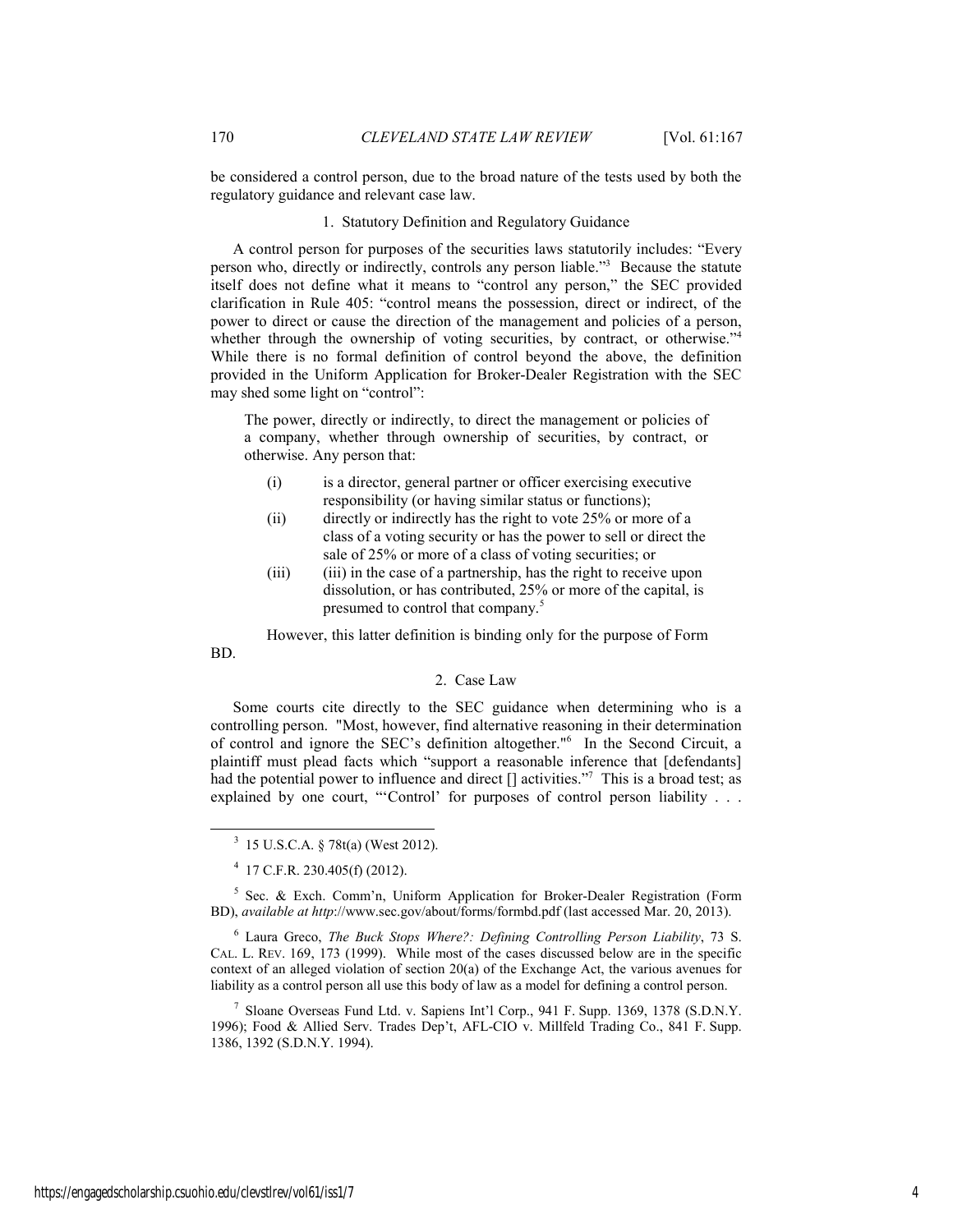be considered a control person, due to the broad nature of the tests used by both the regulatory guidance and relevant case law.

### 1. Statutory Definition and Regulatory Guidance

A control person for purposes of the securities laws statutorily includes: "Every person who, directly or indirectly, controls any person liable."[3] Because the statute itself does not define what it means to "control any person," the SEC provided clarification in Rule 405: "control means the possession, direct or indirect, of the power to direct or cause the direction of the management and policies of a person, whether through the ownership of voting securities, by contract, or otherwise."[4] While there is no formal definition of control beyond the above, the definition provided in the Uniform Application for Broker-Dealer Registration with the SEC may shed some light on "control":

> The power, directly or indirectly, to direct the management or policies of a company, whether through ownership of securities, by contract, or otherwise. Any person that:
>
> (i) is a director, general partner or officer exercising executive responsibility (or having similar status or functions);
>
> (ii) directly or indirectly has the right to vote 25% or more of a class of a voting security or has the power to sell or direct the sale of 25% or more of a class of voting securities; or
>
> (iii) (iii) in the case of a partnership, has the right to receive upon dissolution, or has contributed, 25% or more of the capital, is presumed to control that company.[5]

However, this latter definition is binding only for the purpose of Form BD.

### 2. Case Law

Some courts cite directly to the SEC guidance when determining who is a controlling person. "Most, however, find alternative reasoning in their determination of control and ignore the SEC's definition altogether."[6] In the Second Circuit, a plaintiff must plead facts which "support a reasonable inference that [defendants] had the potential power to influence and direct [] activities."[7] This is a broad test; as explained by one court, "'Control' for purposes of control person liability . . .

---

[3] 15 U.S.C.A. § 78t(a) (West 2012).

[4] 17 C.F.R. 230.405(f) (2012).

[5] Sec. & Exch. Comm'n, Uniform Application for Broker-Dealer Registration (Form BD), *available at http*://www.sec.gov/about/forms/formbd.pdf (last accessed Mar. 20, 2013).

[6] Laura Greco, *The Buck Stops Where?: Defining Controlling Person Liability*, 73 S. CAL. L. REV. 169, 173 (1999). While most of the cases discussed below are in the specific context of an alleged violation of section 20(a) of the Exchange Act, the various avenues for liability as a control person all use this body of law as a model for defining a control person.

[7] Sloane Overseas Fund Ltd. v. Sapiens Int'l Corp., 941 F. Supp. 1369, 1378 (S.D.N.Y. 1996); Food & Allied Serv. Trades Dep't, AFL-CIO v. Millfeld Trading Co., 841 F. Supp. 1386, 1392 (S.D.N.Y. 1994).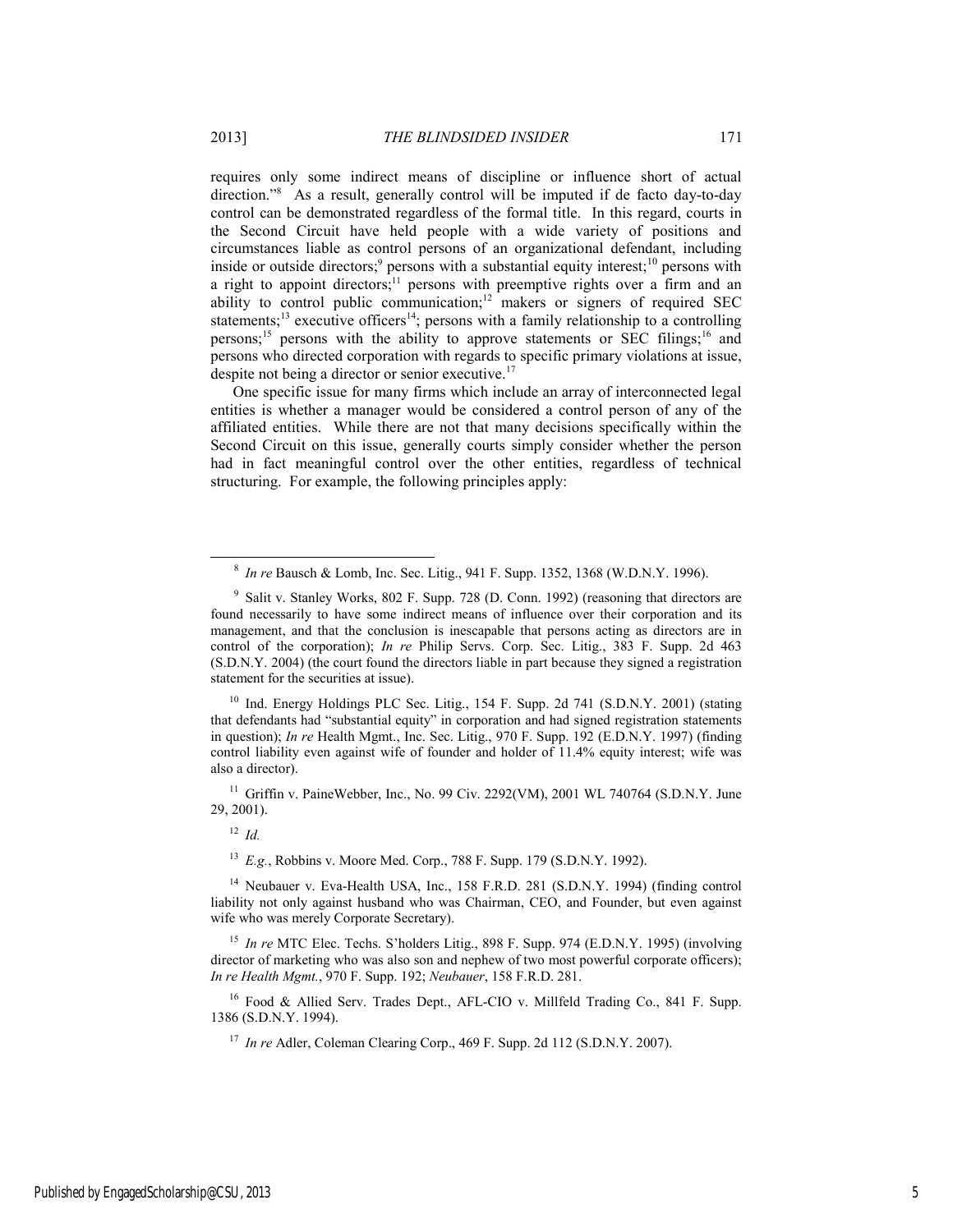requires only some indirect means of discipline or influence short of actual direction."[8] As a result, generally control will be imputed if de facto day-to-day control can be demonstrated regardless of the formal title. In this regard, courts in the Second Circuit have held people with a wide variety of positions and circumstances liable as control persons of an organizational defendant, including inside or outside directors;[9] persons with a substantial equity interest;[10] persons with a right to appoint directors;[11] persons with preemptive rights over a firm and an ability to control public communication;[12] makers or signers of required SEC statements;[13] executive officers[14]; persons with a family relationship to a controlling persons;[15] persons with the ability to approve statements or SEC filings;[16] and persons who directed corporation with regards to specific primary violations at issue, despite not being a director or senior executive.[17]

One specific issue for many firms which include an array of interconnected legal entities is whether a manager would be considered a control person of any of the affiliated entities. While there are not that many decisions specifically within the Second Circuit on this issue, generally courts simply consider whether the person had in fact meaningful control over the other entities, regardless of technical structuring. For example, the following principles apply:

---

[8] *In re* Bausch & Lomb, Inc. Sec. Litig., 941 F. Supp. 1352, 1368 (W.D.N.Y. 1996).

[9] Salit v. Stanley Works, 802 F. Supp. 728 (D. Conn. 1992) (reasoning that directors are found necessarily to have some indirect means of influence over their corporation and its management, and that the conclusion is inescapable that persons acting as directors are in control of the corporation); *In re* Philip Servs. Corp. Sec. Litig., 383 F. Supp. 2d 463 (S.D.N.Y. 2004) (the court found the directors liable in part because they signed a registration statement for the securities at issue).

[10] Ind. Energy Holdings PLC Sec. Litig., 154 F. Supp. 2d 741 (S.D.N.Y. 2001) (stating that defendants had "substantial equity" in corporation and had signed registration statements in question); *In re* Health Mgmt., Inc. Sec. Litig., 970 F. Supp. 192 (E.D.N.Y. 1997) (finding control liability even against wife of founder and holder of 11.4% equity interest; wife was also a director).

[11] Griffin v. PaineWebber, Inc., No. 99 Civ. 2292(VM), 2001 WL 740764 (S.D.N.Y. June 29, 2001).

[12] *Id.*

[13] *E.g.*, Robbins v. Moore Med. Corp., 788 F. Supp. 179 (S.D.N.Y. 1992).

[14] Neubauer v. Eva-Health USA, Inc., 158 F.R.D. 281 (S.D.N.Y. 1994) (finding control liability not only against husband who was Chairman, CEO, and Founder, but even against wife who was merely Corporate Secretary).

[15] *In re* MTC Elec. Techs. S'holders Litig., 898 F. Supp. 974 (E.D.N.Y. 1995) (involving director of marketing who was also son and nephew of two most powerful corporate officers); *In re Health Mgmt.*, 970 F. Supp. 192; *Neubauer*, 158 F.R.D. 281.

[16] Food & Allied Serv. Trades Dept., AFL-CIO v. Millfeld Trading Co., 841 F. Supp. 1386 (S.D.N.Y. 1994).

[17] *In re* Adler, Coleman Clearing Corp., 469 F. Supp. 2d 112 (S.D.N.Y. 2007).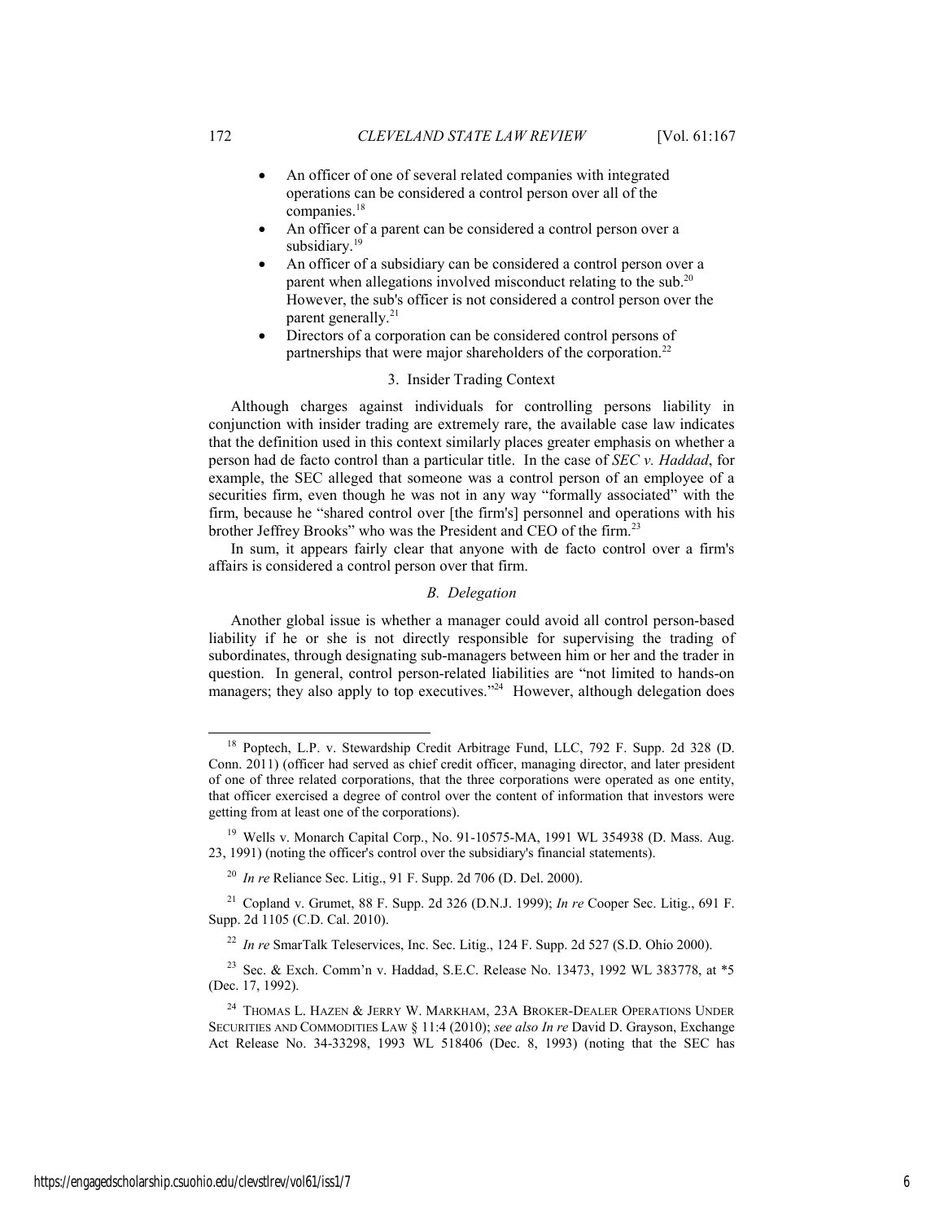- An officer of one of several related companies with integrated operations can be considered a control person over all of the companies.[18]
- An officer of a parent can be considered a control person over a subsidiary.[19]
- An officer of a subsidiary can be considered a control person over a parent when allegations involved misconduct relating to the sub.[20] However, the sub's officer is not considered a control person over the parent generally.[21]
- Directors of a corporation can be considered control persons of partnerships that were major shareholders of the corporation.[22]

### 3. Insider Trading Context

Although charges against individuals for controlling persons liability in conjunction with insider trading are extremely rare, the available case law indicates that the definition used in this context similarly places greater emphasis on whether a person had de facto control than a particular title. In the case of *SEC v. Haddad*, for example, the SEC alleged that someone was a control person of an employee of a securities firm, even though he was not in any way "formally associated" with the firm, because he "shared control over [the firm's] personnel and operations with his brother Jeffrey Brooks" who was the President and CEO of the firm.[23]

In sum, it appears fairly clear that anyone with de facto control over a firm's affairs is considered a control person over that firm.

## *B. Delegation*

Another global issue is whether a manager could avoid all control person-based liability if he or she is not directly responsible for supervising the trading of subordinates, through designating sub-managers between him or her and the trader in question. In general, control person-related liabilities are "not limited to hands-on managers; they also apply to top executives."[24] However, although delegation does

---

[18] Poptech, L.P. v. Stewardship Credit Arbitrage Fund, LLC, 792 F. Supp. 2d 328 (D. Conn. 2011) (officer had served as chief credit officer, managing director, and later president of one of three related corporations, that the three corporations were operated as one entity, that officer exercised a degree of control over the content of information that investors were getting from at least one of the corporations).

[19] Wells v. Monarch Capital Corp., No. 91-10575-MA, 1991 WL 354938 (D. Mass. Aug. 23, 1991) (noting the officer's control over the subsidiary's financial statements).

[20] *In re* Reliance Sec. Litig., 91 F. Supp. 2d 706 (D. Del. 2000).

[21] Copland v. Grumet, 88 F. Supp. 2d 326 (D.N.J. 1999); *In re* Cooper Sec. Litig., 691 F. Supp. 2d 1105 (C.D. Cal. 2010).

[22] *In re* SmarTalk Teleservices, Inc. Sec. Litig., 124 F. Supp. 2d 527 (S.D. Ohio 2000).

[23] Sec. & Exch. Comm'n v. Haddad, S.E.C. Release No. 13473, 1992 WL 383778, at *5 (Dec. 17, 1992).

[24] THOMAS L. HAZEN & JERRY W. MARKHAM, 23A BROKER-DEALER OPERATIONS UNDER SECURITIES AND COMMODITIES LAW § 11:4 (2010); *see also In re* David D. Grayson, Exchange Act Release No. 34-33298, 1993 WL 518406 (Dec. 8, 1993) (noting that the SEC has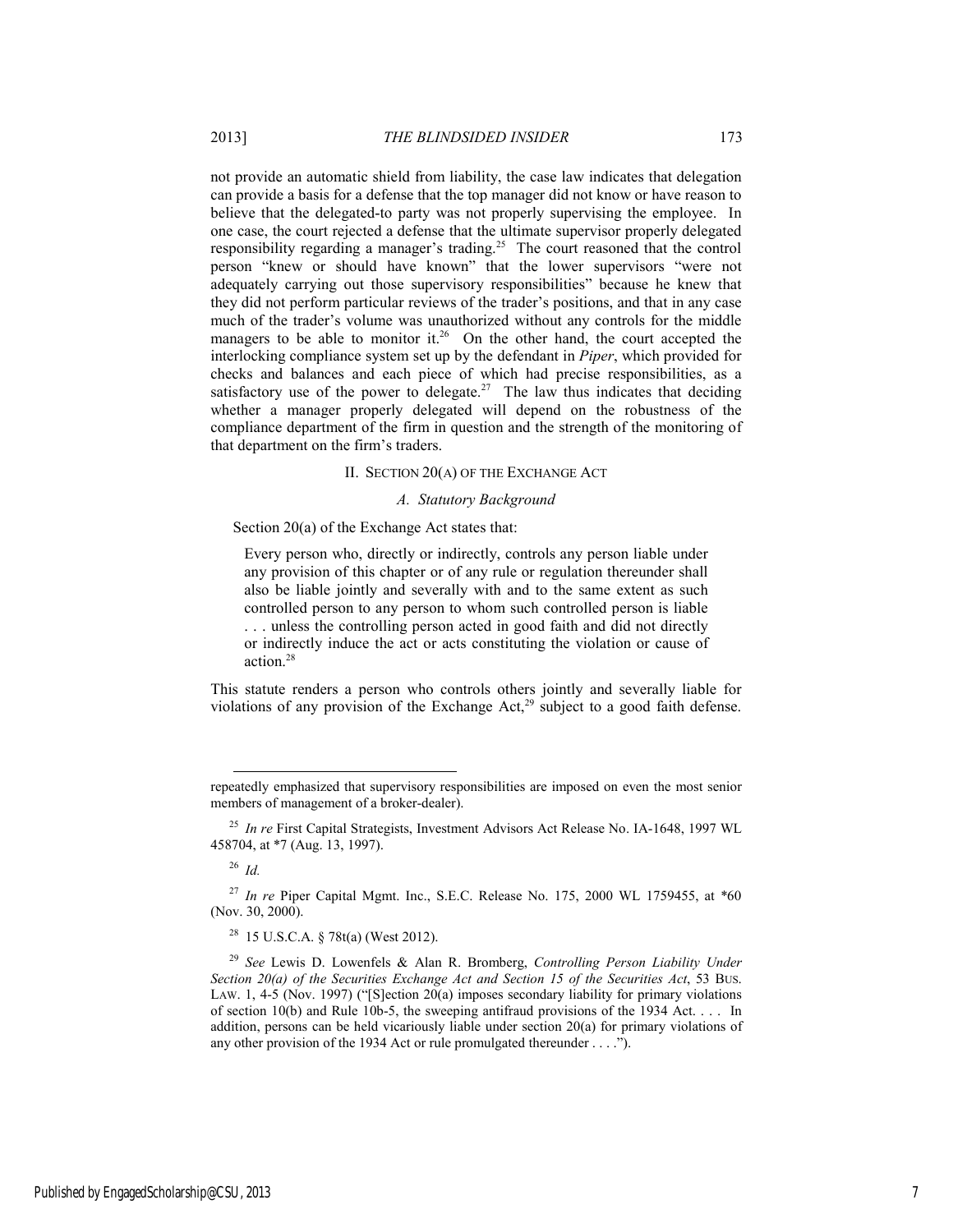not provide an automatic shield from liability, the case law indicates that delegation can provide a basis for a defense that the top manager did not know or have reason to believe that the delegated-to party was not properly supervising the employee. In one case, the court rejected a defense that the ultimate supervisor properly delegated responsibility regarding a manager's trading.[25] The court reasoned that the control person "knew or should have known" that the lower supervisors "were not adequately carrying out those supervisory responsibilities" because he knew that they did not perform particular reviews of the trader's positions, and that in any case much of the trader's volume was unauthorized without any controls for the middle managers to be able to monitor it.[26] On the other hand, the court accepted the interlocking compliance system set up by the defendant in *Piper*, which provided for checks and balances and each piece of which had precise responsibilities, as a satisfactory use of the power to delegate.[27] The law thus indicates that deciding whether a manager properly delegated will depend on the robustness of the compliance department of the firm in question and the strength of the monitoring of that department on the firm's traders.

## II. SECTION 20(A) OF THE EXCHANGE ACT

### *A. Statutory Background*

Section 20(a) of the Exchange Act states that:

> Every person who, directly or indirectly, controls any person liable under any provision of this chapter or of any rule or regulation thereunder shall also be liable jointly and severally with and to the same extent as such controlled person to any person to whom such controlled person is liable . . . unless the controlling person acted in good faith and did not directly or indirectly induce the act or acts constituting the violation or cause of action.[28]

This statute renders a person who controls others jointly and severally liable for violations of any provision of the Exchange Act,[29] subject to a good faith defense.

---

repeatedly emphasized that supervisory responsibilities are imposed on even the most senior members of management of a broker-dealer).

[25] *In re* First Capital Strategists, Investment Advisors Act Release No. IA-1648, 1997 WL 458704, at *7 (Aug. 13, 1997).

[26] *Id.*

[27] *In re* Piper Capital Mgmt. Inc., S.E.C. Release No. 175, 2000 WL 1759455, at *60 (Nov. 30, 2000).

[28] 15 U.S.C.A. § 78t(a) (West 2012).

[29] *See* Lewis D. Lowenfels & Alan R. Bromberg, *Controlling Person Liability Under Section 20(a) of the Securities Exchange Act and Section 15 of the Securities Act*, 53 BUS. LAW. 1, 4-5 (Nov. 1997) ("[S]ection 20(a) imposes secondary liability for primary violations of section 10(b) and Rule 10b-5, the sweeping antifraud provisions of the 1934 Act. . . . In addition, persons can be held vicariously liable under section 20(a) for primary violations of any other provision of the 1934 Act or rule promulgated thereunder . . . .").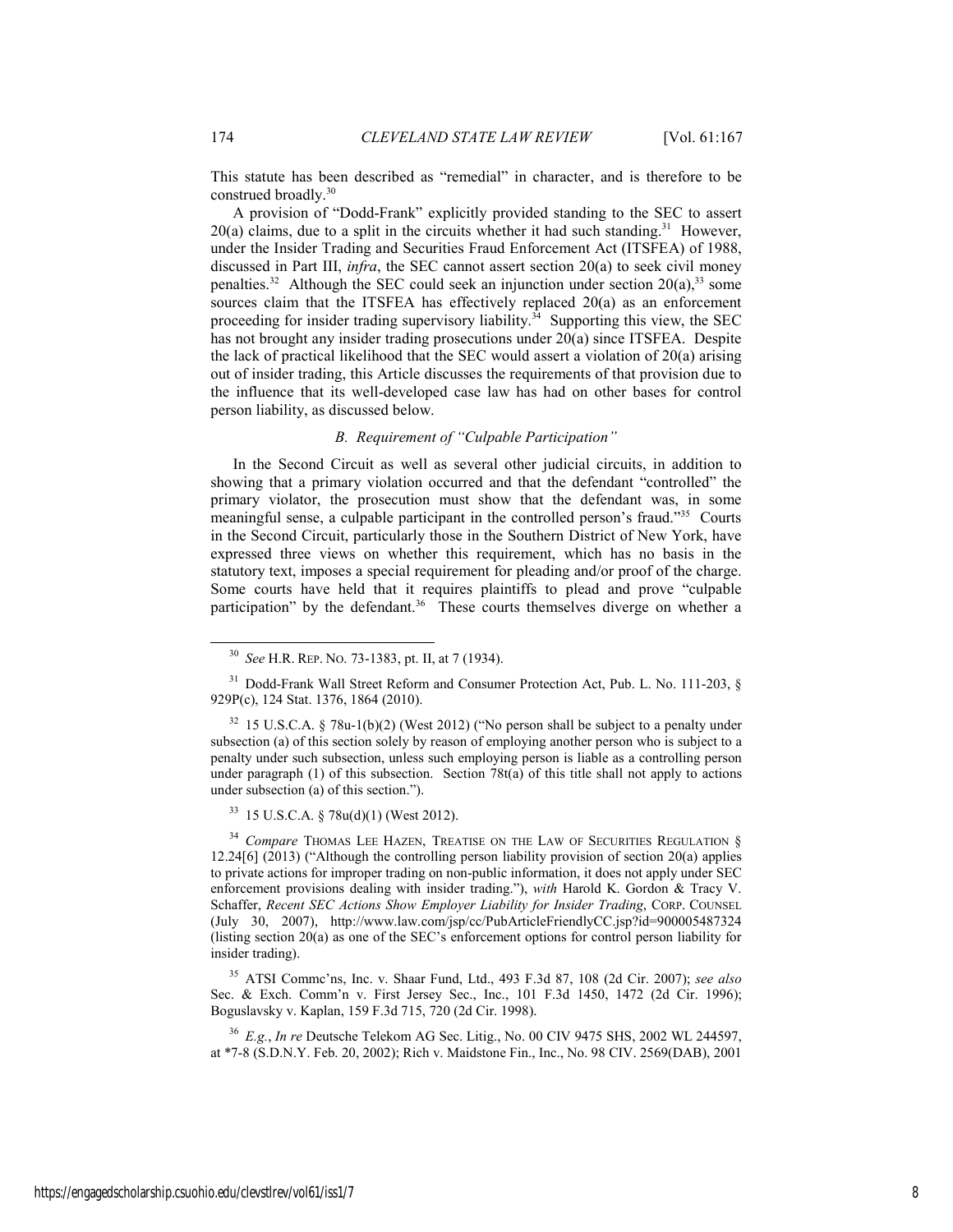This statute has been described as "remedial" in character, and is therefore to be construed broadly.[30]

A provision of "Dodd-Frank" explicitly provided standing to the SEC to assert 20(a) claims, due to a split in the circuits whether it had such standing.[31] However, under the Insider Trading and Securities Fraud Enforcement Act (ITSFEA) of 1988, discussed in Part III, *infra*, the SEC cannot assert section 20(a) to seek civil money penalties.[32] Although the SEC could seek an injunction under section 20(a),[33] some sources claim that the ITSFEA has effectively replaced 20(a) as an enforcement proceeding for insider trading supervisory liability.[34] Supporting this view, the SEC has not brought any insider trading prosecutions under 20(a) since ITSFEA. Despite the lack of practical likelihood that the SEC would assert a violation of 20(a) arising out of insider trading, this Article discusses the requirements of that provision due to the influence that its well-developed case law has had on other bases for control person liability, as discussed below.

### *B. Requirement of "Culpable Participation"*

In the Second Circuit as well as several other judicial circuits, in addition to showing that a primary violation occurred and that the defendant "controlled" the primary violator, the prosecution must show that the defendant was, in some meaningful sense, a culpable participant in the controlled person's fraud."[35] Courts in the Second Circuit, particularly those in the Southern District of New York, have expressed three views on whether this requirement, which has no basis in the statutory text, imposes a special requirement for pleading and/or proof of the charge. Some courts have held that it requires plaintiffs to plead and prove "culpable participation" by the defendant.[36] These courts themselves diverge on whether a

---

[30] *See* H.R. REP. NO. 73-1383, pt. II, at 7 (1934).

[31] Dodd-Frank Wall Street Reform and Consumer Protection Act, Pub. L. No. 111-203, § 929P(c), 124 Stat. 1376, 1864 (2010).

[32] 15 U.S.C.A. § 78u-1(b)(2) (West 2012) ("No person shall be subject to a penalty under subsection (a) of this section solely by reason of employing another person who is subject to a penalty under such subsection, unless such employing person is liable as a controlling person under paragraph (1) of this subsection. Section 78t(a) of this title shall not apply to actions under subsection (a) of this section.").

[33] 15 U.S.C.A. § 78u(d)(1) (West 2012).

[34] *Compare* THOMAS LEE HAZEN, TREATISE ON THE LAW OF SECURITIES REGULATION § 12.24[6] (2013) ("Although the controlling person liability provision of section 20(a) applies to private actions for improper trading on non-public information, it does not apply under SEC enforcement provisions dealing with insider trading."), *with* Harold K. Gordon & Tracy V. Schaffer, *Recent SEC Actions Show Employer Liability for Insider Trading*, CORP. COUNSEL (July 30, 2007), http://www.law.com/jsp/cc/PubArticleFriendlyCC.jsp?id=900005487324 (listing section 20(a) as one of the SEC's enforcement options for control person liability for insider trading).

[35] ATSI Commc'ns, Inc. v. Shaar Fund, Ltd., 493 F.3d 87, 108 (2d Cir. 2007); *see also* Sec. & Exch. Comm'n v. First Jersey Sec., Inc., 101 F.3d 1450, 1472 (2d Cir. 1996); Boguslavsky v. Kaplan, 159 F.3d 715, 720 (2d Cir. 1998).

[36] *E.g.*, *In re* Deutsche Telekom AG Sec. Litig., No. 00 CIV 9475 SHS, 2002 WL 244597, at *7-8 (S.D.N.Y. Feb. 20, 2002); Rich v. Maidstone Fin., Inc., No. 98 CIV. 2569(DAB), 2001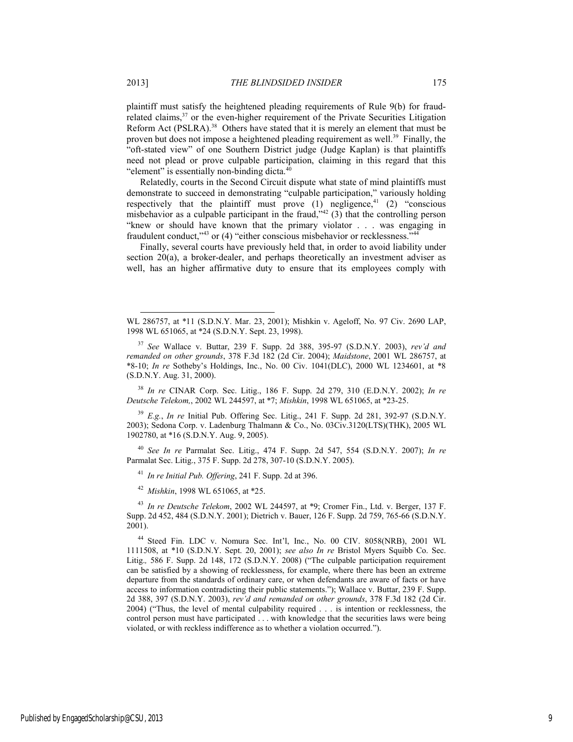plaintiff must satisfy the heightened pleading requirements of Rule 9(b) for fraud-related claims,[37] or the even-higher requirement of the Private Securities Litigation Reform Act (PSLRA).[38] Others have stated that it is merely an element that must be proven but does not impose a heightened pleading requirement as well.[39] Finally, the "oft-stated view" of one Southern District judge (Judge Kaplan) is that plaintiffs need not plead or prove culpable participation, claiming in this regard that this "element" is essentially non-binding dicta.[40]

Relatedly, courts in the Second Circuit dispute what state of mind plaintiffs must demonstrate to succeed in demonstrating "culpable participation," variously holding respectively that the plaintiff must prove (1) negligence,[41] (2) "conscious misbehavior as a culpable participant in the fraud,"[42] (3) that the controlling person "knew or should have known that the primary violator . . . was engaging in fraudulent conduct,"[43] or (4) "either conscious misbehavior or recklessness."[44]

Finally, several courts have previously held that, in order to avoid liability under section 20(a), a broker-dealer, and perhaps theoretically an investment adviser as well, has an higher affirmative duty to ensure that its employees comply with

---

WL 286757, at *11 (S.D.N.Y. Mar. 23, 2001); Mishkin v. Ageloff, No. 97 Civ. 2690 LAP, 1998 WL 651065, at *24 (S.D.N.Y. Sept. 23, 1998).

[37] *See* Wallace v. Buttar, 239 F. Supp. 2d 388, 395-97 (S.D.N.Y. 2003), *rev'd and remanded on other grounds*, 378 F.3d 182 (2d Cir. 2004); *Maidstone*, 2001 WL 286757, at *8-10; *In re* Sotheby's Holdings, Inc., No. 00 Civ. 1041(DLC), 2000 WL 1234601, at *8 (S.D.N.Y. Aug. 31, 2000).

[38] *In re* CINAR Corp. Sec. Litig., 186 F. Supp. 2d 279, 310 (E.D.N.Y. 2002); *In re Deutsche Telekom,*, 2002 WL 244597, at *7; *Mishkin*, 1998 WL 651065, at *23-25.

[39] *E.g.*, *In re* Initial Pub. Offering Sec. Litig., 241 F. Supp. 2d 281, 392-97 (S.D.N.Y. 2003); Sedona Corp. v. Ladenburg Thalmann & Co., No. 03Civ.3120(LTS)(THK), 2005 WL 1902780, at *16 (S.D.N.Y. Aug. 9, 2005).

[40] *See In re* Parmalat Sec. Litig., 474 F. Supp. 2d 547, 554 (S.D.N.Y. 2007); *In re* Parmalat Sec. Litig., 375 F. Supp. 2d 278, 307-10 (S.D.N.Y. 2005).

[41] *In re Initial Pub. Offering*, 241 F. Supp. 2d at 396.

[42] *Mishkin*, 1998 WL 651065, at *25.

[43] *In re Deutsche Telekom*, 2002 WL 244597, at *9; Cromer Fin., Ltd. v. Berger, 137 F. Supp. 2d 452, 484 (S.D.N.Y. 2001); Dietrich v. Bauer, 126 F. Supp. 2d 759, 765-66 (S.D.N.Y. 2001).

[44] Steed Fin. LDC v. Nomura Sec. Int'l, Inc., No. 00 CIV. 8058(NRB), 2001 WL 1111508, at *10 (S.D.N.Y. Sept. 20, 2001); *see also In re* Bristol Myers Squibb Co. Sec. Litig.*,* 586 F. Supp. 2d 148, 172 (S.D.N.Y. 2008) ("The culpable participation requirement can be satisfied by a showing of recklessness, for example, where there has been an extreme departure from the standards of ordinary care, or when defendants are aware of facts or have access to information contradicting their public statements."); Wallace v. Buttar, 239 F. Supp. 2d 388, 397 (S.D.N.Y. 2003), *rev'd and remanded on other grounds*, 378 F.3d 182 (2d Cir. 2004) ("Thus, the level of mental culpability required . . . is intention or recklessness, the control person must have participated . . . with knowledge that the securities laws were being violated, or with reckless indifference as to whether a violation occurred.").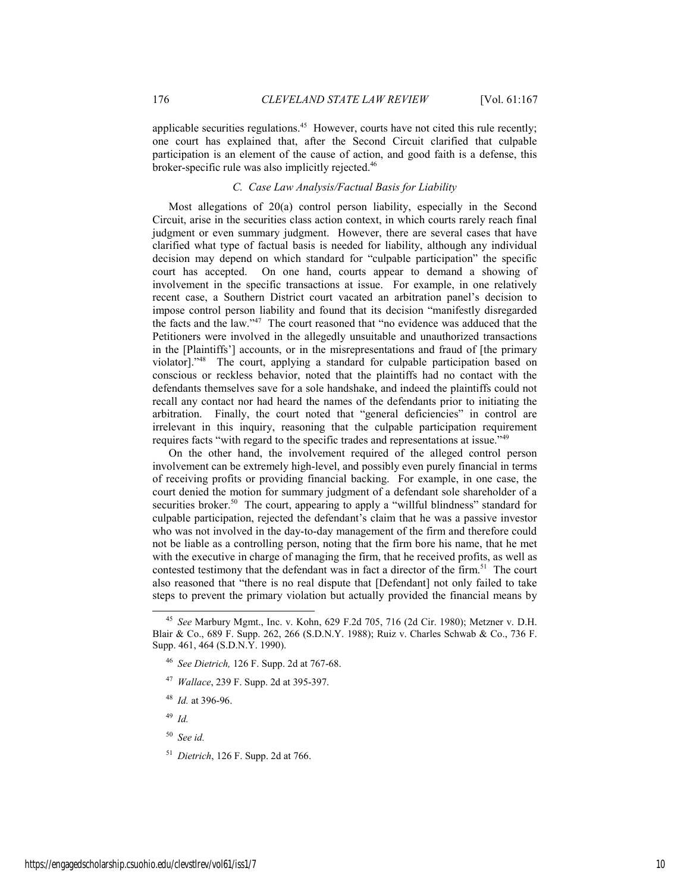applicable securities regulations.[45] However, courts have not cited this rule recently; one court has explained that, after the Second Circuit clarified that culpable participation is an element of the cause of action, and good faith is a defense, this broker-specific rule was also implicitly rejected.[46]

### *C. Case Law Analysis/Factual Basis for Liability*

Most allegations of 20(a) control person liability, especially in the Second Circuit, arise in the securities class action context, in which courts rarely reach final judgment or even summary judgment. However, there are several cases that have clarified what type of factual basis is needed for liability, although any individual decision may depend on which standard for "culpable participation" the specific court has accepted. On one hand, courts appear to demand a showing of involvement in the specific transactions at issue. For example, in one relatively recent case, a Southern District court vacated an arbitration panel's decision to impose control person liability and found that its decision "manifestly disregarded the facts and the law."[47] The court reasoned that "no evidence was adduced that the Petitioners were involved in the allegedly unsuitable and unauthorized transactions in the [Plaintiffs'] accounts, or in the misrepresentations and fraud of [the primary violator]."[48] The court, applying a standard for culpable participation based on conscious or reckless behavior, noted that the plaintiffs had no contact with the defendants themselves save for a sole handshake, and indeed the plaintiffs could not recall any contact nor had heard the names of the defendants prior to initiating the arbitration. Finally, the court noted that "general deficiencies" in control are irrelevant in this inquiry, reasoning that the culpable participation requirement requires facts "with regard to the specific trades and representations at issue."[49]

On the other hand, the involvement required of the alleged control person involvement can be extremely high-level, and possibly even purely financial in terms of receiving profits or providing financial backing. For example, in one case, the court denied the motion for summary judgment of a defendant sole shareholder of a securities broker.[50] The court, appearing to apply a "willful blindness" standard for culpable participation, rejected the defendant's claim that he was a passive investor who was not involved in the day-to-day management of the firm and therefore could not be liable as a controlling person, noting that the firm bore his name, that he met with the executive in charge of managing the firm, that he received profits, as well as contested testimony that the defendant was in fact a director of the firm.[51] The court also reasoned that "there is no real dispute that [Defendant] not only failed to take steps to prevent the primary violation but actually provided the financial means by

---

[45] *See* Marbury Mgmt., Inc. v. Kohn, 629 F.2d 705, 716 (2d Cir. 1980); Metzner v. D.H. Blair & Co., 689 F. Supp. 262, 266 (S.D.N.Y. 1988); Ruiz v. Charles Schwab & Co., 736 F. Supp. 461, 464 (S.D.N.Y. 1990).

[46] *See Dietrich,* 126 F. Supp. 2d at 767-68.

[47] *Wallace*, 239 F. Supp. 2d at 395-397.

[48] *Id.* at 396-96.

[49] *Id.*

[50] *See id.*

[51] *Dietrich*, 126 F. Supp. 2d at 766.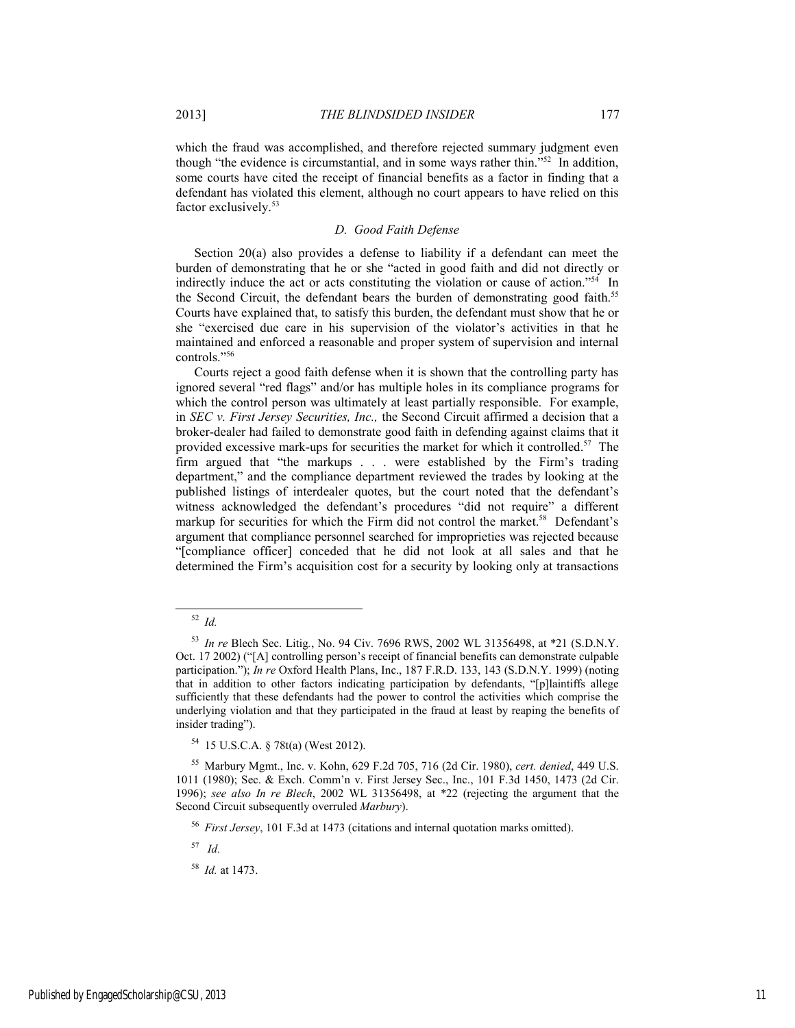which the fraud was accomplished, and therefore rejected summary judgment even though "the evidence is circumstantial, and in some ways rather thin."[52] In addition, some courts have cited the receipt of financial benefits as a factor in finding that a defendant has violated this element, although no court appears to have relied on this factor exclusively.[53]

### *D. Good Faith Defense*

Section 20(a) also provides a defense to liability if a defendant can meet the burden of demonstrating that he or she "acted in good faith and did not directly or indirectly induce the act or acts constituting the violation or cause of action."[54] In the Second Circuit, the defendant bears the burden of demonstrating good faith.[55] Courts have explained that, to satisfy this burden, the defendant must show that he or she "exercised due care in his supervision of the violator's activities in that he maintained and enforced a reasonable and proper system of supervision and internal controls."[56]

Courts reject a good faith defense when it is shown that the controlling party has ignored several "red flags" and/or has multiple holes in its compliance programs for which the control person was ultimately at least partially responsible. For example, in *SEC v. First Jersey Securities, Inc.,* the Second Circuit affirmed a decision that a broker-dealer had failed to demonstrate good faith in defending against claims that it provided excessive mark-ups for securities the market for which it controlled.[57] The firm argued that "the markups . . . were established by the Firm's trading department," and the compliance department reviewed the trades by looking at the published listings of interdealer quotes, but the court noted that the defendant's witness acknowledged the defendant's procedures "did not require" a different markup for securities for which the Firm did not control the market.[58] Defendant's argument that compliance personnel searched for improprieties was rejected because "[compliance officer] conceded that he did not look at all sales and that he determined the Firm's acquisition cost for a security by looking only at transactions

---

[52] *Id.*

[53] *In re* Blech Sec. Litig., No. 94 Civ. 7696 RWS, 2002 WL 31356498, at *21 (S.D.N.Y. Oct. 17 2002) ("[A] controlling person's receipt of financial benefits can demonstrate culpable participation."); *In re* Oxford Health Plans, Inc., 187 F.R.D. 133, 143 (S.D.N.Y. 1999) (noting that in addition to other factors indicating participation by defendants, "[p]laintiffs allege sufficiently that these defendants had the power to control the activities which comprise the underlying violation and that they participated in the fraud at least by reaping the benefits of insider trading").

[54] 15 U.S.C.A. § 78t(a) (West 2012).

[55] Marbury Mgmt., Inc. v. Kohn, 629 F.2d 705, 716 (2d Cir. 1980), *cert. denied*, 449 U.S. 1011 (1980); Sec. & Exch. Comm'n v. First Jersey Sec., Inc., 101 F.3d 1450, 1473 (2d Cir. 1996); *see also In re Blech*, 2002 WL 31356498, at *22 (rejecting the argument that the Second Circuit subsequently overruled *Marbury*).

[56] *First Jersey*, 101 F.3d at 1473 (citations and internal quotation marks omitted).

[57] *Id.*

[58] *Id.* at 1473.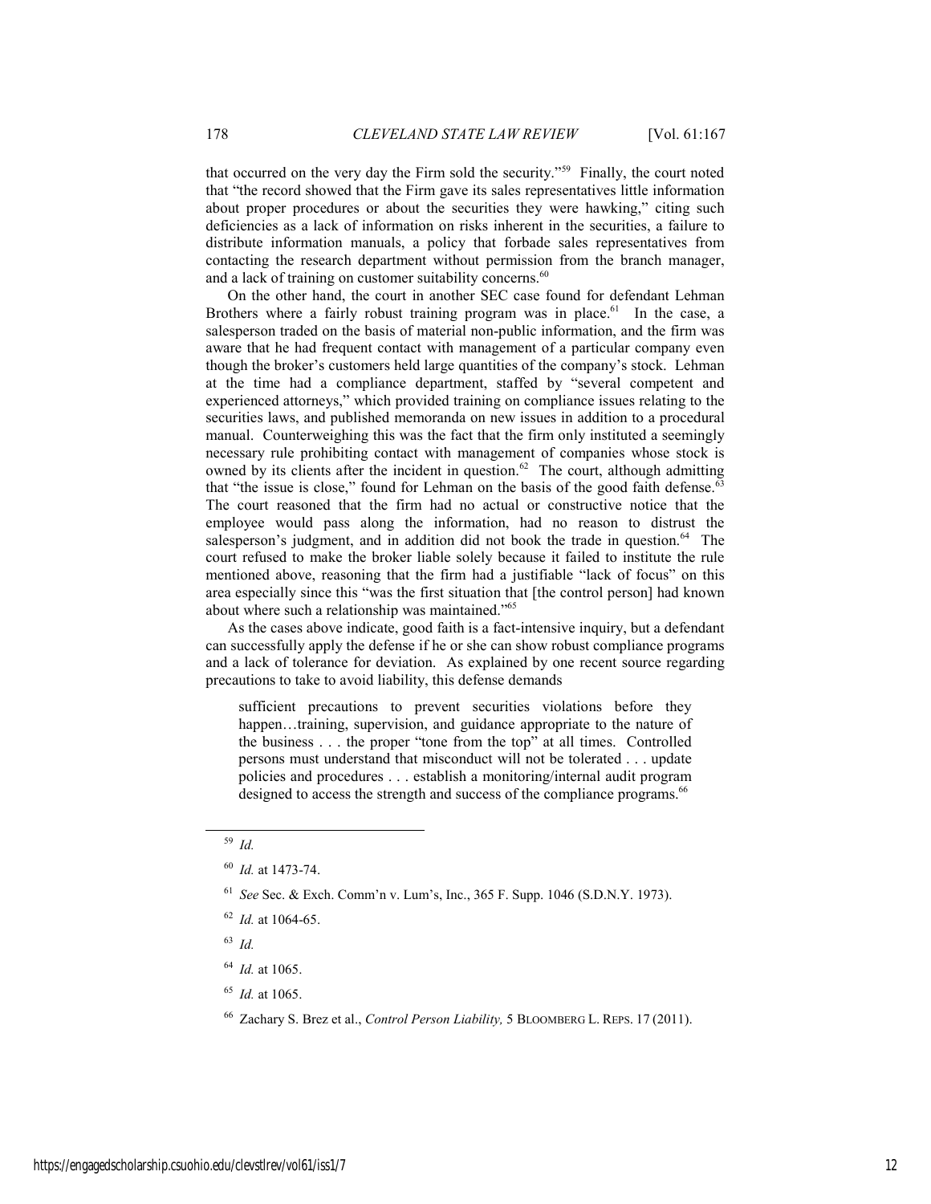that occurred on the very day the Firm sold the security."[59] Finally, the court noted that "the record showed that the Firm gave its sales representatives little information about proper procedures or about the securities they were hawking," citing such deficiencies as a lack of information on risks inherent in the securities, a failure to distribute information manuals, a policy that forbade sales representatives from contacting the research department without permission from the branch manager, and a lack of training on customer suitability concerns.[60]

On the other hand, the court in another SEC case found for defendant Lehman Brothers where a fairly robust training program was in place.[61] In the case, a salesperson traded on the basis of material non-public information, and the firm was aware that he had frequent contact with management of a particular company even though the broker's customers held large quantities of the company's stock. Lehman at the time had a compliance department, staffed by "several competent and experienced attorneys," which provided training on compliance issues relating to the securities laws, and published memoranda on new issues in addition to a procedural manual. Counterweighing this was the fact that the firm only instituted a seemingly necessary rule prohibiting contact with management of companies whose stock is owned by its clients after the incident in question.[62] The court, although admitting that "the issue is close," found for Lehman on the basis of the good faith defense.[63] The court reasoned that the firm had no actual or constructive notice that the employee would pass along the information, had no reason to distrust the salesperson's judgment, and in addition did not book the trade in question.[64] The court refused to make the broker liable solely because it failed to institute the rule mentioned above, reasoning that the firm had a justifiable "lack of focus" on this area especially since this "was the first situation that [the control person] had known about where such a relationship was maintained."[65]

As the cases above indicate, good faith is a fact-intensive inquiry, but a defendant can successfully apply the defense if he or she can show robust compliance programs and a lack of tolerance for deviation. As explained by one recent source regarding precautions to take to avoid liability, this defense demands

> sufficient precautions to prevent securities violations before they happen…training, supervision, and guidance appropriate to the nature of the business . . . the proper "tone from the top" at all times. Controlled persons must understand that misconduct will not be tolerated . . . update policies and procedures . . . establish a monitoring/internal audit program designed to access the strength and success of the compliance programs.[66]

---

[59] *Id.*

[60] *Id.* at 1473-74.

[61] *See* Sec. & Exch. Comm'n v. Lum's, Inc., 365 F. Supp. 1046 (S.D.N.Y. 1973).

[62] *Id.* at 1064-65.

[63] *Id.*

[64] *Id.* at 1065.

[65] *Id.* at 1065.

[66] Zachary S. Brez et al., *Control Person Liability,* 5 BLOOMBERG L. REPS. 17 (2011).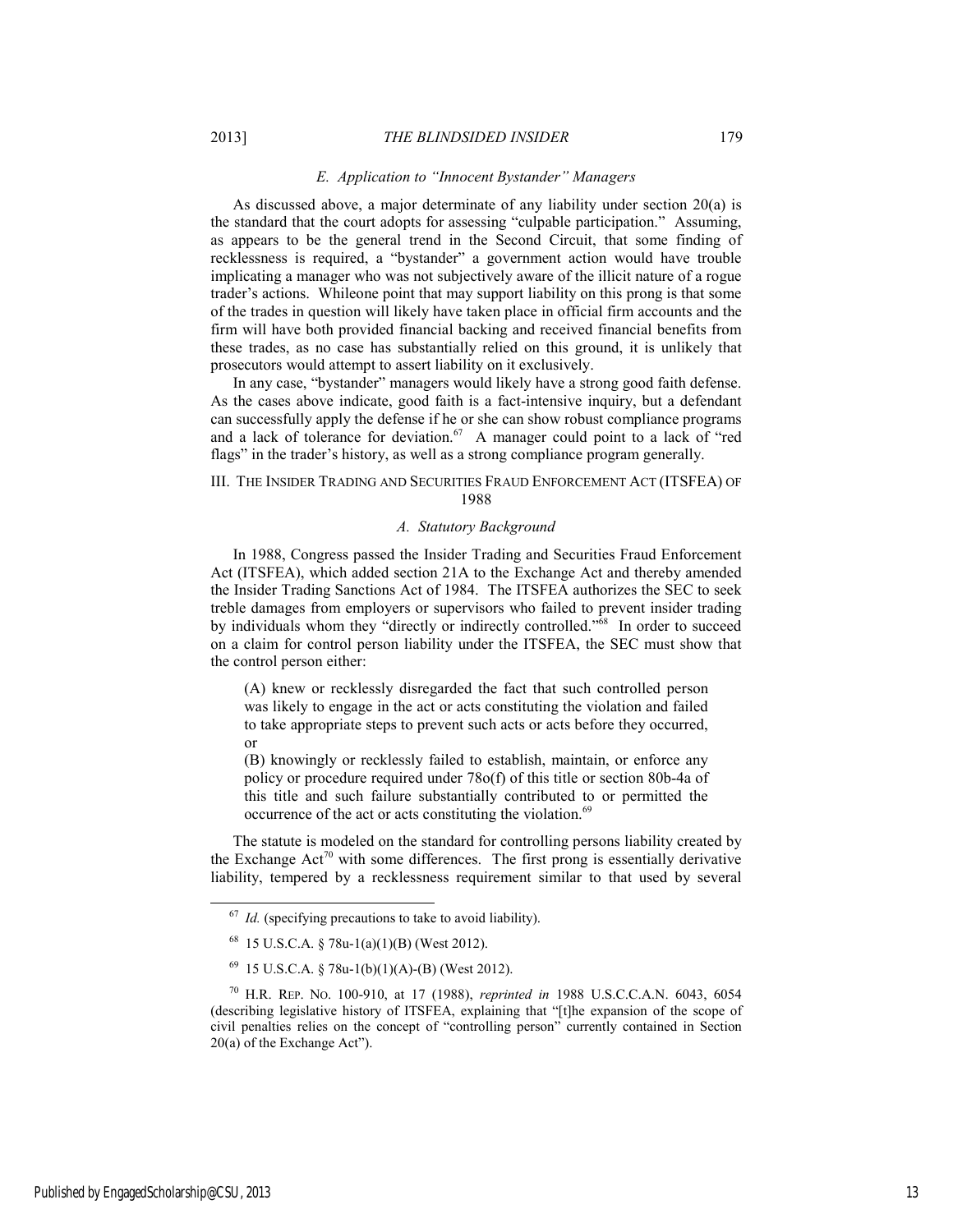### *E. Application to "Innocent Bystander" Managers*

As discussed above, a major determinate of any liability under section 20(a) is the standard that the court adopts for assessing "culpable participation." Assuming, as appears to be the general trend in the Second Circuit, that some finding of recklessness is required, a "bystander" a government action would have trouble implicating a manager who was not subjectively aware of the illicit nature of a rogue trader's actions. Whileone point that may support liability on this prong is that some of the trades in question will likely have taken place in official firm accounts and the firm will have both provided financial backing and received financial benefits from these trades, as no case has substantially relied on this ground, it is unlikely that prosecutors would attempt to assert liability on it exclusively.

In any case, "bystander" managers would likely have a strong good faith defense. As the cases above indicate, good faith is a fact-intensive inquiry, but a defendant can successfully apply the defense if he or she can show robust compliance programs and a lack of tolerance for deviation.[67] A manager could point to a lack of "red flags" in the trader's history, as well as a strong compliance program generally.

## III. THE INSIDER TRADING AND SECURITIES FRAUD ENFORCEMENT ACT (ITSFEA) OF 1988

### *A. Statutory Background*

In 1988, Congress passed the Insider Trading and Securities Fraud Enforcement Act (ITSFEA), which added section 21A to the Exchange Act and thereby amended the Insider Trading Sanctions Act of 1984. The ITSFEA authorizes the SEC to seek treble damages from employers or supervisors who failed to prevent insider trading by individuals whom they "directly or indirectly controlled."[68] In order to succeed on a claim for control person liability under the ITSFEA, the SEC must show that the control person either:

> (A) knew or recklessly disregarded the fact that such controlled person was likely to engage in the act or acts constituting the violation and failed to take appropriate steps to prevent such acts or acts before they occurred, or
>
> (B) knowingly or recklessly failed to establish, maintain, or enforce any policy or procedure required under 78o(f) of this title or section 80b-4a of this title and such failure substantially contributed to or permitted the occurrence of the act or acts constituting the violation.[69]

The statute is modeled on the standard for controlling persons liability created by the Exchange Act[70] with some differences. The first prong is essentially derivative liability, tempered by a recklessness requirement similar to that used by several

---

[67] *Id.* (specifying precautions to take to avoid liability).

[68] 15 U.S.C.A. § 78u-1(a)(1)(B) (West 2012).

[69] 15 U.S.C.A. § 78u-1(b)(1)(A)-(B) (West 2012).

[70] H.R. REP. NO. 100-910, at 17 (1988), *reprinted in* 1988 U.S.C.C.A.N. 6043, 6054 (describing legislative history of ITSFEA, explaining that "[t]he expansion of the scope of civil penalties relies on the concept of "controlling person" currently contained in Section 20(a) of the Exchange Act").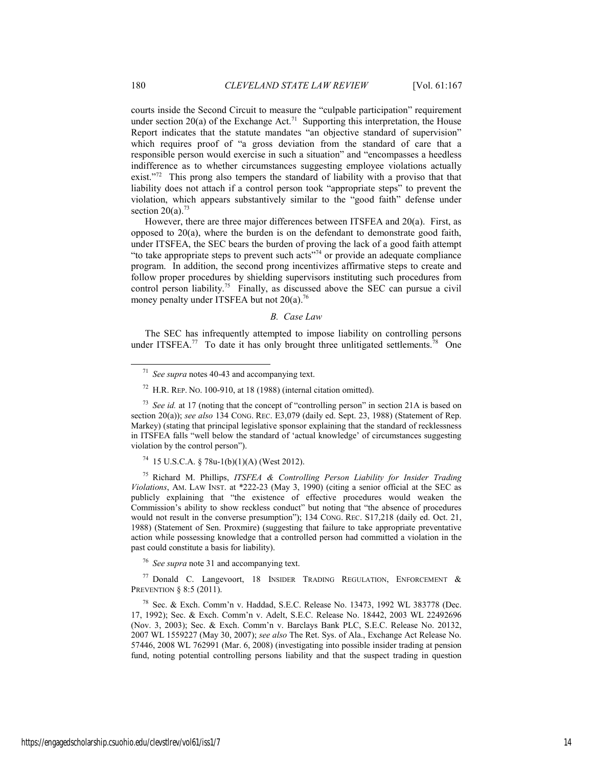courts inside the Second Circuit to measure the "culpable participation" requirement under section 20(a) of the Exchange Act.[71] Supporting this interpretation, the House Report indicates that the statute mandates "an objective standard of supervision" which requires proof of "a gross deviation from the standard of care that a responsible person would exercise in such a situation" and "encompasses a heedless indifference as to whether circumstances suggesting employee violations actually exist."[72] This prong also tempers the standard of liability with a proviso that that liability does not attach if a control person took "appropriate steps" to prevent the violation, which appears substantively similar to the "good faith" defense under section 20(a).[73]

However, there are three major differences between ITSFEA and 20(a). First, as opposed to 20(a), where the burden is on the defendant to demonstrate good faith, under ITSFEA, the SEC bears the burden of proving the lack of a good faith attempt "to take appropriate steps to prevent such acts"[74] or provide an adequate compliance program. In addition, the second prong incentivizes affirmative steps to create and follow proper procedures by shielding supervisors instituting such procedures from control person liability.[75] Finally, as discussed above the SEC can pursue a civil money penalty under ITSFEA but not 20(a).[76]

### *B. Case Law*

The SEC has infrequently attempted to impose liability on controlling persons under ITSFEA.[77] To date it has only brought three unlitigated settlements.[78] One

---

[71] *See supra* notes 40-43 and accompanying text.

[72] H.R. REP. NO. 100-910, at 18 (1988) (internal citation omitted).

[73] *See id.* at 17 (noting that the concept of "controlling person" in section 21A is based on section 20(a)); *see also* 134 CONG. REC. E3,079 (daily ed. Sept. 23, 1988) (Statement of Rep. Markey) (stating that principal legislative sponsor explaining that the standard of recklessness in ITSFEA falls "well below the standard of 'actual knowledge' of circumstances suggesting violation by the control person").

[74] 15 U.S.C.A. § 78u-1(b)(1)(A) (West 2012).

[75] Richard M. Phillips, *ITSFEA & Controlling Person Liability for Insider Trading Violations*, AM. LAW INST. at *222-23 (May 3, 1990) (citing a senior official at the SEC as publicly explaining that "the existence of effective procedures would weaken the Commission's ability to show reckless conduct" but noting that "the absence of procedures would not result in the converse presumption"); 134 CONG. REC. S17,218 (daily ed. Oct. 21, 1988) (Statement of Sen. Proxmire) (suggesting that failure to take appropriate preventative action while possessing knowledge that a controlled person had committed a violation in the past could constitute a basis for liability).

[76] *See supra* note 31 and accompanying text.

[77] Donald C. Langevoort, 18 INSIDER TRADING REGULATION, ENFORCEMENT & PREVENTION § 8:5 (2011).

[78] Sec. & Exch. Comm'n v. Haddad, S.E.C. Release No. 13473, 1992 WL 383778 (Dec. 17, 1992); Sec. & Exch. Comm'n v. Adelt, S.E.C. Release No. 18442, 2003 WL 22492696 (Nov. 3, 2003); Sec. & Exch. Comm'n v. Barclays Bank PLC, S.E.C. Release No. 20132, 2007 WL 1559227 (May 30, 2007); *see also* The Ret. Sys. of Ala., Exchange Act Release No. 57446, 2008 WL 762991 (Mar. 6, 2008) (investigating into possible insider trading at pension fund, noting potential controlling persons liability and that the suspect trading in question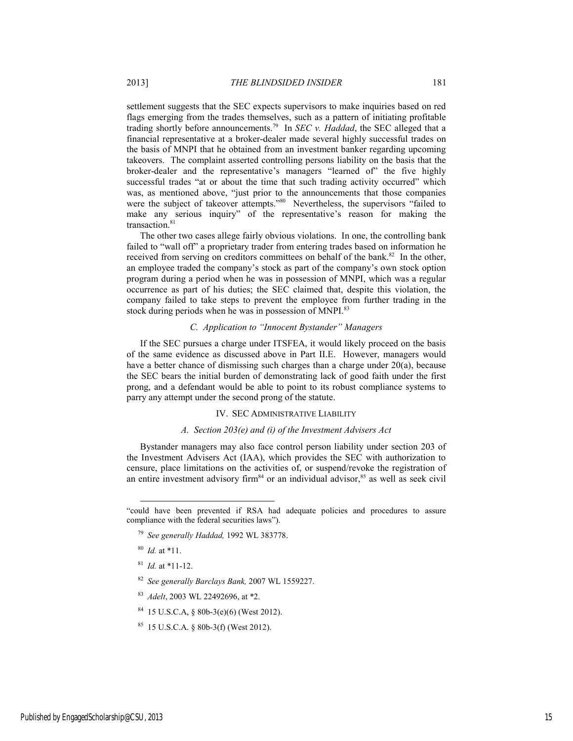settlement suggests that the SEC expects supervisors to make inquiries based on red flags emerging from the trades themselves, such as a pattern of initiating profitable trading shortly before announcements.[79] In *SEC v. Haddad*, the SEC alleged that a financial representative at a broker-dealer made several highly successful trades on the basis of MNPI that he obtained from an investment banker regarding upcoming takeovers. The complaint asserted controlling persons liability on the basis that the broker-dealer and the representative's managers "learned of" the five highly successful trades "at or about the time that such trading activity occurred" which was, as mentioned above, "just prior to the announcements that those companies were the subject of takeover attempts."[80] Nevertheless, the supervisors "failed to make any serious inquiry" of the representative's reason for making the transaction.[81]

The other two cases allege fairly obvious violations. In one, the controlling bank failed to "wall off" a proprietary trader from entering trades based on information he received from serving on creditors committees on behalf of the bank.[82] In the other, an employee traded the company's stock as part of the company's own stock option program during a period when he was in possession of MNPI, which was a regular occurrence as part of his duties; the SEC claimed that, despite this violation, the company failed to take steps to prevent the employee from further trading in the stock during periods when he was in possession of MNPI.[83]

### *C. Application to "Innocent Bystander" Managers*

If the SEC pursues a charge under ITSFEA, it would likely proceed on the basis of the same evidence as discussed above in Part II.E. However, managers would have a better chance of dismissing such charges than a charge under 20(a), because the SEC bears the initial burden of demonstrating lack of good faith under the first prong, and a defendant would be able to point to its robust compliance systems to parry any attempt under the second prong of the statute.

## IV. SEC ADMINISTRATIVE LIABILITY

### *A. Section 203(e) and (i) of the Investment Advisers Act*

Bystander managers may also face control person liability under section 203 of the Investment Advisers Act (IAA), which provides the SEC with authorization to censure, place limitations on the activities of, or suspend/revoke the registration of an entire investment advisory firm[84] or an individual advisor,[85] as well as seek civil

---

"could have been prevented if RSA had adequate policies and procedures to assure compliance with the federal securities laws").

[79] *See generally Haddad,* 1992 WL 383778.

[80] *Id.* at *11.

[81] *Id.* at *11-12.

[82] *See generally Barclays Bank,* 2007 WL 1559227.

[83] *Adelt*, 2003 WL 22492696, at *2.

[84] 15 U.S.C.A, § 80b-3(e)(6) (West 2012).

[85] 15 U.S.C.A. § 80b-3(f) (West 2012).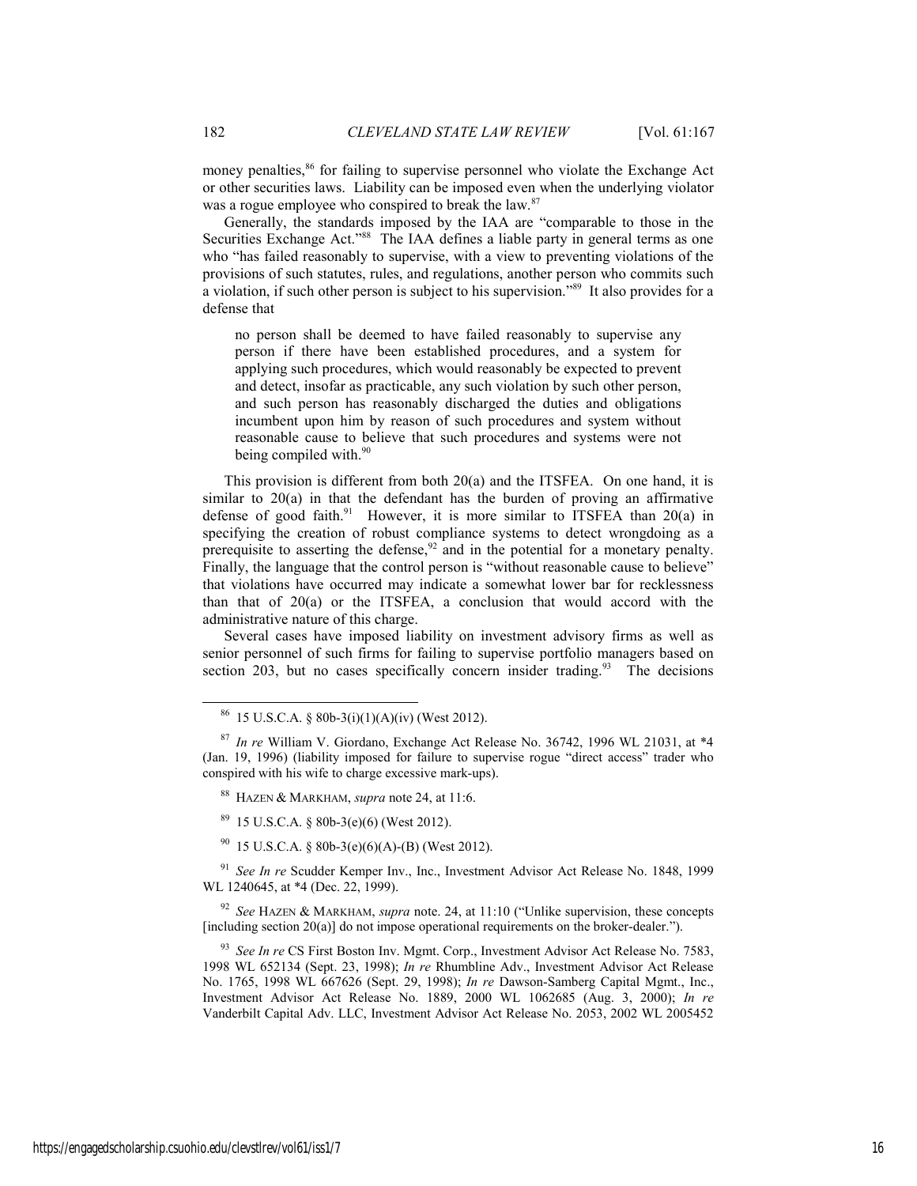money penalties,[86] for failing to supervise personnel who violate the Exchange Act or other securities laws. Liability can be imposed even when the underlying violator was a rogue employee who conspired to break the law.[87]

Generally, the standards imposed by the IAA are "comparable to those in the Securities Exchange Act."[88] The IAA defines a liable party in general terms as one who "has failed reasonably to supervise, with a view to preventing violations of the provisions of such statutes, rules, and regulations, another person who commits such a violation, if such other person is subject to his supervision."[89] It also provides for a defense that

> no person shall be deemed to have failed reasonably to supervise any person if there have been established procedures, and a system for applying such procedures, which would reasonably be expected to prevent and detect, insofar as practicable, any such violation by such other person, and such person has reasonably discharged the duties and obligations incumbent upon him by reason of such procedures and system without reasonable cause to believe that such procedures and systems were not being compiled with.[90]

This provision is different from both 20(a) and the ITSFEA. On one hand, it is similar to 20(a) in that the defendant has the burden of proving an affirmative defense of good faith.[91] However, it is more similar to ITSFEA than 20(a) in specifying the creation of robust compliance systems to detect wrongdoing as a prerequisite to asserting the defense,[92] and in the potential for a monetary penalty. Finally, the language that the control person is "without reasonable cause to believe" that violations have occurred may indicate a somewhat lower bar for recklessness than that of 20(a) or the ITSFEA, a conclusion that would accord with the administrative nature of this charge.

Several cases have imposed liability on investment advisory firms as well as senior personnel of such firms for failing to supervise portfolio managers based on section 203, but no cases specifically concern insider trading.[93] The decisions

---

[86] 15 U.S.C.A. § 80b-3(i)(1)(A)(iv) (West 2012).

[87] *In re* William V. Giordano, Exchange Act Release No. 36742, 1996 WL 21031, at *4 (Jan. 19, 1996) (liability imposed for failure to supervise rogue "direct access" trader who conspired with his wife to charge excessive mark-ups).

[88] HAZEN & MARKHAM, *supra* note 24, at 11:6.

[89] 15 U.S.C.A. § 80b-3(e)(6) (West 2012).

[90] 15 U.S.C.A. § 80b-3(e)(6)(A)-(B) (West 2012).

[91] *See In re* Scudder Kemper Inv., Inc., Investment Advisor Act Release No. 1848, 1999 WL 1240645, at *4 (Dec. 22, 1999).

[92] *See* HAZEN & MARKHAM, *supra* note. 24, at 11:10 ("Unlike supervision, these concepts [including section 20(a)] do not impose operational requirements on the broker-dealer.").

[93] *See In re* CS First Boston Inv. Mgmt. Corp., Investment Advisor Act Release No. 7583, 1998 WL 652134 (Sept. 23, 1998); *In re* Rhumbline Adv., Investment Advisor Act Release No. 1765, 1998 WL 667626 (Sept. 29, 1998); *In re* Dawson-Samberg Capital Mgmt., Inc., Investment Advisor Act Release No. 1889, 2000 WL 1062685 (Aug. 3, 2000); *In re* Vanderbilt Capital Adv. LLC, Investment Advisor Act Release No. 2053, 2002 WL 2005452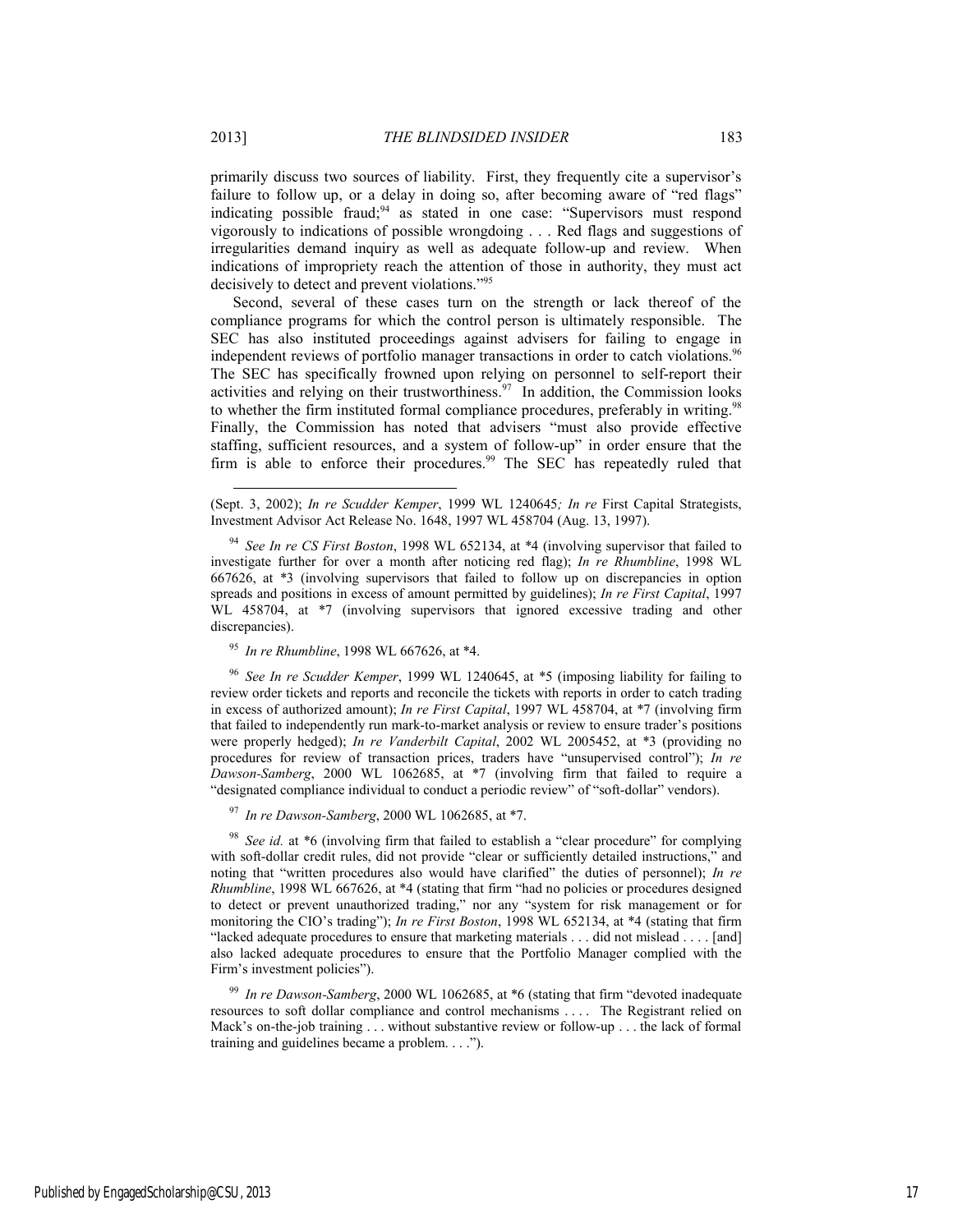primarily discuss two sources of liability. First, they frequently cite a supervisor's failure to follow up, or a delay in doing so, after becoming aware of "red flags" indicating possible fraud;[94] as stated in one case: "Supervisors must respond vigorously to indications of possible wrongdoing . . . Red flags and suggestions of irregularities demand inquiry as well as adequate follow-up and review. When indications of impropriety reach the attention of those in authority, they must act decisively to detect and prevent violations."[95]

Second, several of these cases turn on the strength or lack thereof of the compliance programs for which the control person is ultimately responsible. The SEC has also instituted proceedings against advisers for failing to engage in independent reviews of portfolio manager transactions in order to catch violations.[96] The SEC has specifically frowned upon relying on personnel to self-report their activities and relying on their trustworthiness.[97] In addition, the Commission looks to whether the firm instituted formal compliance procedures, preferably in writing.[98] Finally, the Commission has noted that advisers "must also provide effective staffing, sufficient resources, and a system of follow-up" in order ensure that the firm is able to enforce their procedures.[99] The SEC has repeatedly ruled that

---

(Sept. 3, 2002); *In re Scudder Kemper*, 1999 WL 1240645*;* *In re* First Capital Strategists, Investment Advisor Act Release No. 1648, 1997 WL 458704 (Aug. 13, 1997).

[94] *See In re CS First Boston*, 1998 WL 652134, at *4 (involving supervisor that failed to investigate further for over a month after noticing red flag); *In re Rhumbline*, 1998 WL 667626, at *3 (involving supervisors that failed to follow up on discrepancies in option spreads and positions in excess of amount permitted by guidelines); *In re First Capital*, 1997 WL 458704, at *7 (involving supervisors that ignored excessive trading and other discrepancies).

[95] *In re Rhumbline*, 1998 WL 667626, at *4.

[96] *See In re Scudder Kemper*, 1999 WL 1240645, at *5 (imposing liability for failing to review order tickets and reports and reconcile the tickets with reports in order to catch trading in excess of authorized amount); *In re First Capital*, 1997 WL 458704, at *7 (involving firm that failed to independently run mark-to-market analysis or review to ensure trader's positions were properly hedged); *In re Vanderbilt Capital*, 2002 WL 2005452, at *3 (providing no procedures for review of transaction prices, traders have "unsupervised control"); *In re Dawson-Samberg*, 2000 WL 1062685, at *7 (involving firm that failed to require a "designated compliance individual to conduct a periodic review" of "soft-dollar" vendors).

[97] *In re Dawson-Samberg*, 2000 WL 1062685, at *7.

[98] *See id.* at *6 (involving firm that failed to establish a "clear procedure" for complying with soft-dollar credit rules, did not provide "clear or sufficiently detailed instructions," and noting that "written procedures also would have clarified" the duties of personnel); *In re Rhumbline*, 1998 WL 667626, at *4 (stating that firm "had no policies or procedures designed to detect or prevent unauthorized trading," nor any "system for risk management or for monitoring the CIO's trading"); *In re First Boston*, 1998 WL 652134, at *4 (stating that firm "lacked adequate procedures to ensure that marketing materials . . . did not mislead . . . . [and] also lacked adequate procedures to ensure that the Portfolio Manager complied with the Firm's investment policies").

[99] *In re Dawson-Samberg*, 2000 WL 1062685, at *6 (stating that firm "devoted inadequate resources to soft dollar compliance and control mechanisms . . . . The Registrant relied on Mack's on-the-job training . . . without substantive review or follow-up . . . the lack of formal training and guidelines became a problem. . . .").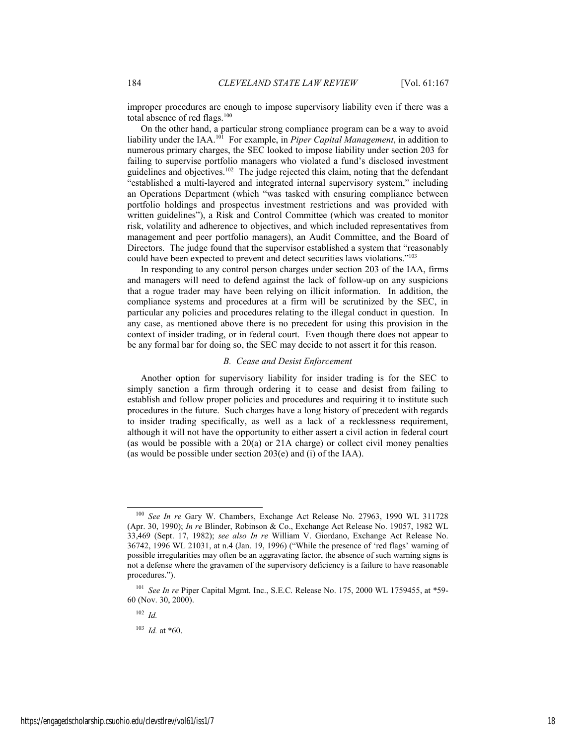improper procedures are enough to impose supervisory liability even if there was a total absence of red flags.[100]

On the other hand, a particular strong compliance program can be a way to avoid liability under the IAA.[101] For example, in *Piper Capital Management*, in addition to numerous primary charges, the SEC looked to impose liability under section 203 for failing to supervise portfolio managers who violated a fund's disclosed investment guidelines and objectives.[102] The judge rejected this claim, noting that the defendant "established a multi-layered and integrated internal supervisory system," including an Operations Department (which "was tasked with ensuring compliance between portfolio holdings and prospectus investment restrictions and was provided with written guidelines"), a Risk and Control Committee (which was created to monitor risk, volatility and adherence to objectives, and which included representatives from management and peer portfolio managers), an Audit Committee, and the Board of Directors. The judge found that the supervisor established a system that "reasonably could have been expected to prevent and detect securities laws violations."[103]

In responding to any control person charges under section 203 of the IAA, firms and managers will need to defend against the lack of follow-up on any suspicions that a rogue trader may have been relying on illicit information. In addition, the compliance systems and procedures at a firm will be scrutinized by the SEC, in particular any policies and procedures relating to the illegal conduct in question. In any case, as mentioned above there is no precedent for using this provision in the context of insider trading, or in federal court. Even though there does not appear to be any formal bar for doing so, the SEC may decide to not assert it for this reason.

### *B. Cease and Desist Enforcement*

Another option for supervisory liability for insider trading is for the SEC to simply sanction a firm through ordering it to cease and desist from failing to establish and follow proper policies and procedures and requiring it to institute such procedures in the future. Such charges have a long history of precedent with regards to insider trading specifically, as well as a lack of a recklessness requirement, although it will not have the opportunity to either assert a civil action in federal court (as would be possible with a 20(a) or 21A charge) or collect civil money penalties (as would be possible under section 203(e) and (i) of the IAA).

---

[100] *See In re* Gary W. Chambers, Exchange Act Release No. 27963, 1990 WL 311728 (Apr. 30, 1990); *In re* Blinder, Robinson & Co., Exchange Act Release No. 19057, 1982 WL 33,469 (Sept. 17, 1982); *see also In re* William V. Giordano, Exchange Act Release No. 36742, 1996 WL 21031, at n.4 (Jan. 19, 1996) ("While the presence of 'red flags' warning of possible irregularities may often be an aggravating factor, the absence of such warning signs is not a defense where the gravamen of the supervisory deficiency is a failure to have reasonable procedures.").

[101] *See In re* Piper Capital Mgmt. Inc., S.E.C. Release No. 175, 2000 WL 1759455, at *59-60 (Nov. 30, 2000).

[102] *Id.*

[103] *Id.* at *60.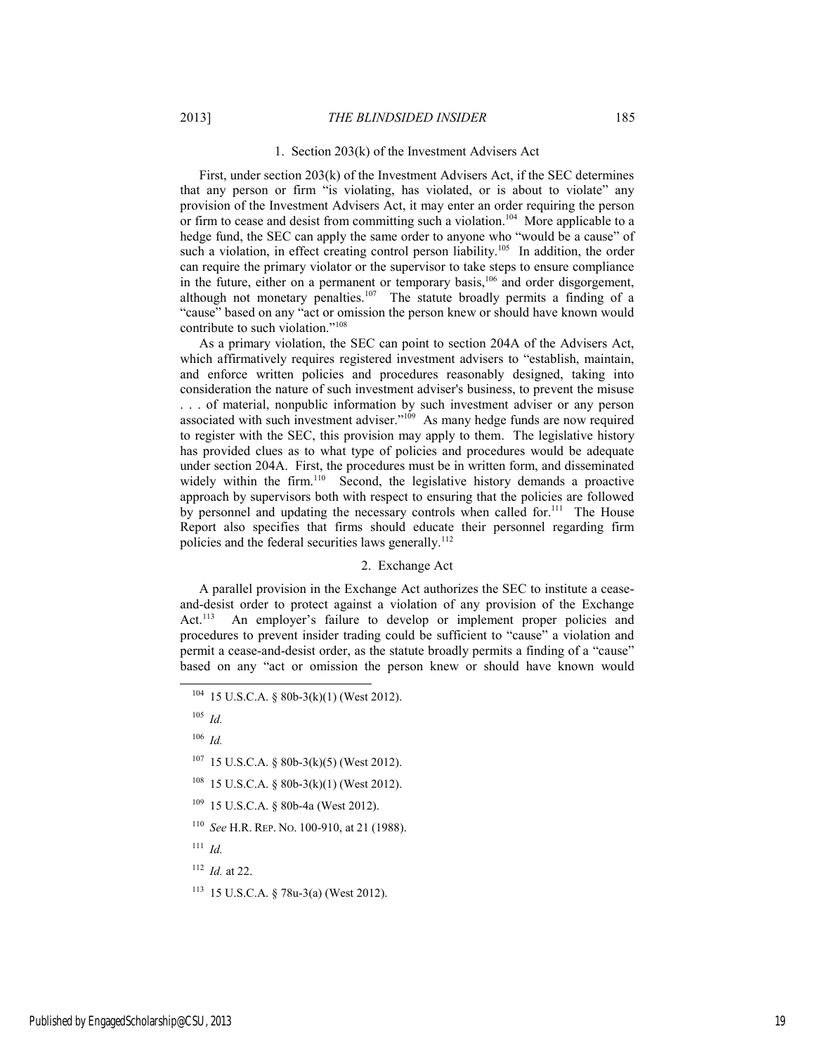### 1. Section 203(k) of the Investment Advisers Act

First, under section 203(k) of the Investment Advisers Act, if the SEC determines that any person or firm "is violating, has violated, or is about to violate" any provision of the Investment Advisers Act, it may enter an order requiring the person or firm to cease and desist from committing such a violation.[104] More applicable to a hedge fund, the SEC can apply the same order to anyone who "would be a cause" of such a violation, in effect creating control person liability.[105] In addition, the order can require the primary violator or the supervisor to take steps to ensure compliance in the future, either on a permanent or temporary basis,[106] and order disgorgement, although not monetary penalties.[107] The statute broadly permits a finding of a "cause" based on any "act or omission the person knew or should have known would contribute to such violation."[108]

As a primary violation, the SEC can point to section 204A of the Advisers Act, which affirmatively requires registered investment advisers to "establish, maintain, and enforce written policies and procedures reasonably designed, taking into consideration the nature of such investment adviser's business, to prevent the misuse . . . of material, nonpublic information by such investment adviser or any person associated with such investment adviser."[109] As many hedge funds are now required to register with the SEC, this provision may apply to them. The legislative history has provided clues as to what type of policies and procedures would be adequate under section 204A. First, the procedures must be in written form, and disseminated widely within the firm.[110] Second, the legislative history demands a proactive approach by supervisors both with respect to ensuring that the policies are followed by personnel and updating the necessary controls when called for.[111] The House Report also specifies that firms should educate their personnel regarding firm policies and the federal securities laws generally.[112]

### 2. Exchange Act

A parallel provision in the Exchange Act authorizes the SEC to institute a cease-and-desist order to protect against a violation of any provision of the Exchange Act.[113] An employer's failure to develop or implement proper policies and procedures to prevent insider trading could be sufficient to "cause" a violation and permit a cease-and-desist order, as the statute broadly permits a finding of a "cause" based on any "act or omission the person knew or should have known would

---

[104] 15 U.S.C.A. § 80b-3(k)(1) (West 2012).

[105] *Id.*

[106] *Id.*

[107] 15 U.S.C.A. § 80b-3(k)(5) (West 2012).

[108] 15 U.S.C.A. § 80b-3(k)(1) (West 2012).

[109] 15 U.S.C.A. § 80b-4a (West 2012).

[110] *See* H.R. REP. NO. 100-910, at 21 (1988).

[111] *Id.*

[112] *Id.* at 22.

[113] 15 U.S.C.A. § 78u-3(a) (West 2012).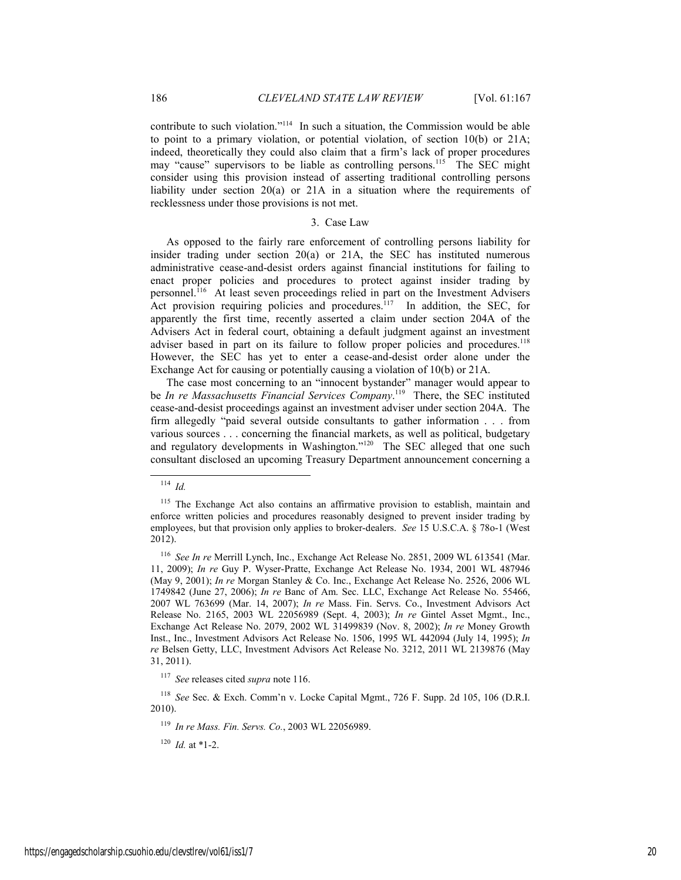contribute to such violation."[114] In such a situation, the Commission would be able to point to a primary violation, or potential violation, of section 10(b) or 21A; indeed, theoretically they could also claim that a firm's lack of proper procedures may "cause" supervisors to be liable as controlling persons.[115] The SEC might consider using this provision instead of asserting traditional controlling persons liability under section 20(a) or 21A in a situation where the requirements of recklessness under those provisions is not met.

### 3. Case Law

As opposed to the fairly rare enforcement of controlling persons liability for insider trading under section 20(a) or 21A, the SEC has instituted numerous administrative cease-and-desist orders against financial institutions for failing to enact proper policies and procedures to protect against insider trading by personnel.[116] At least seven proceedings relied in part on the Investment Advisers Act provision requiring policies and procedures.[117] In addition, the SEC, for apparently the first time, recently asserted a claim under section 204A of the Advisers Act in federal court, obtaining a default judgment against an investment adviser based in part on its failure to follow proper policies and procedures.[118] However, the SEC has yet to enter a cease-and-desist order alone under the Exchange Act for causing or potentially causing a violation of 10(b) or 21A.

The case most concerning to an "innocent bystander" manager would appear to be *In re Massachusetts Financial Services Company*.[119] There, the SEC instituted cease-and-desist proceedings against an investment adviser under section 204A. The firm allegedly "paid several outside consultants to gather information . . . from various sources . . . concerning the financial markets, as well as political, budgetary and regulatory developments in Washington."[120] The SEC alleged that one such consultant disclosed an upcoming Treasury Department announcement concerning a

---

[114] *Id.*

[115] The Exchange Act also contains an affirmative provision to establish, maintain and enforce written policies and procedures reasonably designed to prevent insider trading by employees, but that provision only applies to broker-dealers. *See* 15 U.S.C.A. § 78o-1 (West 2012).

[116] *See In re* Merrill Lynch, Inc., Exchange Act Release No. 2851, 2009 WL 613541 (Mar. 11, 2009); *In re* Guy P. Wyser-Pratte, Exchange Act Release No. 1934, 2001 WL 487946 (May 9, 2001); *In re* Morgan Stanley & Co. Inc., Exchange Act Release No. 2526, 2006 WL 1749842 (June 27, 2006); *In re* Banc of Am. Sec. LLC, Exchange Act Release No. 55466, 2007 WL 763699 (Mar. 14, 2007); *In re* Mass. Fin. Servs. Co., Investment Advisors Act Release No. 2165, 2003 WL 22056989 (Sept. 4, 2003); *In re* Gintel Asset Mgmt., Inc., Exchange Act Release No. 2079, 2002 WL 31499839 (Nov. 8, 2002); *In re* Money Growth Inst., Inc., Investment Advisors Act Release No. 1506, 1995 WL 442094 (July 14, 1995); *In re* Belsen Getty, LLC, Investment Advisors Act Release No. 3212, 2011 WL 2139876 (May 31, 2011).

[117] *See* releases cited *supra* note 116.

[118] *See* Sec. & Exch. Comm'n v. Locke Capital Mgmt., 726 F. Supp. 2d 105, 106 (D.R.I. 2010).

[119] *In re Mass. Fin. Servs. Co.*, 2003 WL 22056989.

[120] *Id.* at *1-2.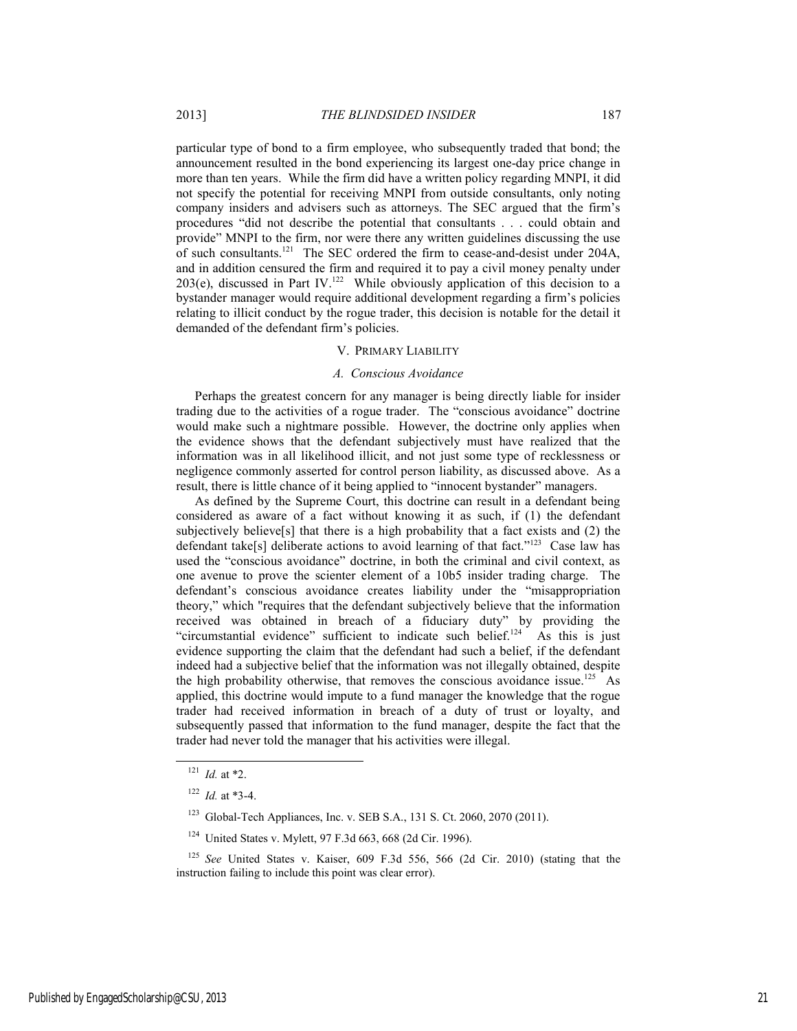particular type of bond to a firm employee, who subsequently traded that bond; the announcement resulted in the bond experiencing its largest one-day price change in more than ten years. While the firm did have a written policy regarding MNPI, it did not specify the potential for receiving MNPI from outside consultants, only noting company insiders and advisers such as attorneys. The SEC argued that the firm's procedures "did not describe the potential that consultants . . . could obtain and provide" MNPI to the firm, nor were there any written guidelines discussing the use of such consultants.[121] The SEC ordered the firm to cease-and-desist under 204A, and in addition censured the firm and required it to pay a civil money penalty under 203(e), discussed in Part IV.[122] While obviously application of this decision to a bystander manager would require additional development regarding a firm's policies relating to illicit conduct by the rogue trader, this decision is notable for the detail it demanded of the defendant firm's policies.

## V. PRIMARY LIABILITY

### *A. Conscious Avoidance*

Perhaps the greatest concern for any manager is being directly liable for insider trading due to the activities of a rogue trader. The "conscious avoidance" doctrine would make such a nightmare possible. However, the doctrine only applies when the evidence shows that the defendant subjectively must have realized that the information was in all likelihood illicit, and not just some type of recklessness or negligence commonly asserted for control person liability, as discussed above. As a result, there is little chance of it being applied to "innocent bystander" managers.

As defined by the Supreme Court, this doctrine can result in a defendant being considered as aware of a fact without knowing it as such, if (1) the defendant subjectively believe[s] that there is a high probability that a fact exists and (2) the defendant take[s] deliberate actions to avoid learning of that fact."[123] Case law has used the "conscious avoidance" doctrine, in both the criminal and civil context, as one avenue to prove the scienter element of a 10b5 insider trading charge. The defendant's conscious avoidance creates liability under the "misappropriation theory," which "requires that the defendant subjectively believe that the information received was obtained in breach of a fiduciary duty" by providing the "circumstantial evidence" sufficient to indicate such belief.[124] As this is just evidence supporting the claim that the defendant had such a belief, if the defendant indeed had a subjective belief that the information was not illegally obtained, despite the high probability otherwise, that removes the conscious avoidance issue.[125] As applied, this doctrine would impute to a fund manager the knowledge that the rogue trader had received information in breach of a duty of trust or loyalty, and subsequently passed that information to the fund manager, despite the fact that the trader had never told the manager that his activities were illegal.

---

[121] *Id.* at *2.

[122] *Id.* at *3-4.

[123] Global-Tech Appliances, Inc. v. SEB S.A., 131 S. Ct. 2060, 2070 (2011).

[124] United States v. Mylett, 97 F.3d 663, 668 (2d Cir. 1996).

[125] *See* United States v. Kaiser, 609 F.3d 556, 566 (2d Cir. 2010) (stating that the instruction failing to include this point was clear error).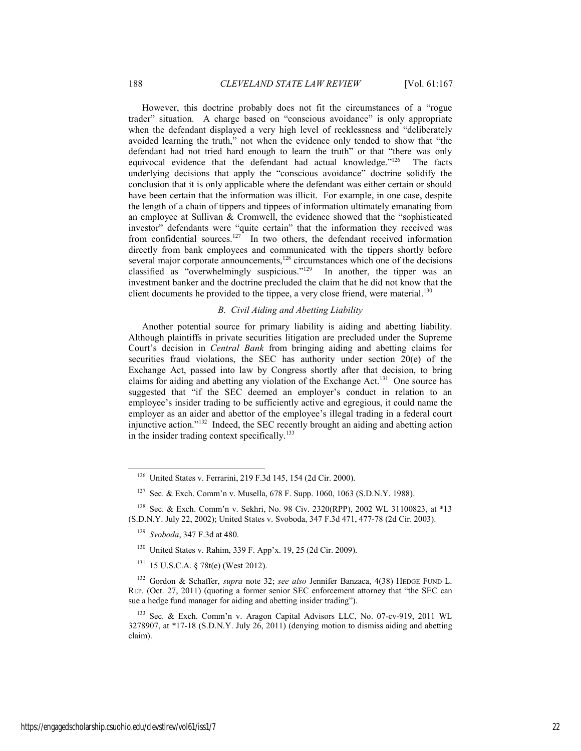However, this doctrine probably does not fit the circumstances of a "rogue trader" situation. A charge based on "conscious avoidance" is only appropriate when the defendant displayed a very high level of recklessness and "deliberately avoided learning the truth," not when the evidence only tended to show that "the defendant had not tried hard enough to learn the truth" or that "there was only equivocal evidence that the defendant had actual knowledge."[126] The facts underlying decisions that apply the "conscious avoidance" doctrine solidify the conclusion that it is only applicable where the defendant was either certain or should have been certain that the information was illicit. For example, in one case, despite the length of a chain of tippers and tippees of information ultimately emanating from an employee at Sullivan & Cromwell, the evidence showed that the "sophisticated investor" defendants were "quite certain" that the information they received was from confidential sources.[127] In two others, the defendant received information directly from bank employees and communicated with the tippers shortly before several major corporate announcements,[128] circumstances which one of the decisions classified as "overwhelmingly suspicious."[129] In another, the tipper was an investment banker and the doctrine precluded the claim that he did not know that the client documents he provided to the tippee, a very close friend, were material.[130]

### *B. Civil Aiding and Abetting Liability*

Another potential source for primary liability is aiding and abetting liability. Although plaintiffs in private securities litigation are precluded under the Supreme Court's decision in *Central Bank* from bringing aiding and abetting claims for securities fraud violations, the SEC has authority under section 20(e) of the Exchange Act, passed into law by Congress shortly after that decision, to bring claims for aiding and abetting any violation of the Exchange Act.[131] One source has suggested that "if the SEC deemed an employer's conduct in relation to an employee's insider trading to be sufficiently active and egregious, it could name the employer as an aider and abettor of the employee's illegal trading in a federal court injunctive action."[132] Indeed, the SEC recently brought an aiding and abetting action in the insider trading context specifically.[133]

---

[126] United States v. Ferrarini, 219 F.3d 145, 154 (2d Cir. 2000).

[127] Sec. & Exch. Comm'n v. Musella, 678 F. Supp. 1060, 1063 (S.D.N.Y. 1988).

[128] Sec. & Exch. Comm'n v. Sekhri, No. 98 Civ. 2320(RPP), 2002 WL 31100823, at *13 (S.D.N.Y. July 22, 2002); United States v. Svoboda, 347 F.3d 471, 477-78 (2d Cir. 2003).

[129] *Svoboda*, 347 F.3d at 480.

[130] United States v. Rahim, 339 F. App'x. 19, 25 (2d Cir. 2009).

[131] 15 U.S.C.A. § 78t(e) (West 2012).

[132] Gordon & Schaffer, *supra* note 32; *see also* Jennifer Banzaca, 4(38) HEDGE FUND L. REP. (Oct. 27, 2011) (quoting a former senior SEC enforcement attorney that "the SEC can sue a hedge fund manager for aiding and abetting insider trading").

[133] Sec. & Exch. Comm'n v. Aragon Capital Advisors LLC, No. 07-cv-919, 2011 WL 3278907, at *17-18 (S.D.N.Y. July 26, 2011) (denying motion to dismiss aiding and abetting claim).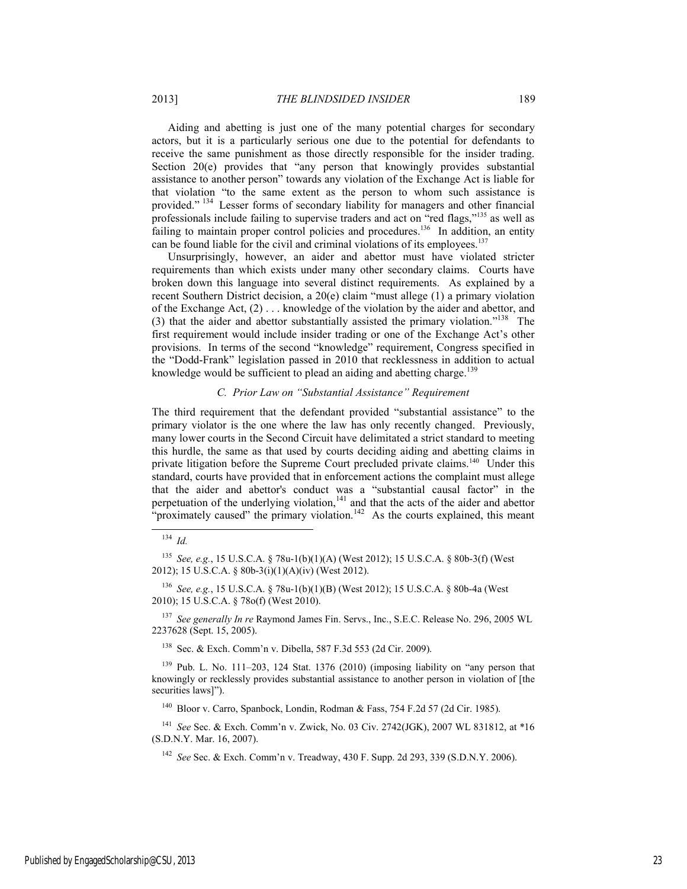Aiding and abetting is just one of the many potential charges for secondary actors, but it is a particularly serious one due to the potential for defendants to receive the same punishment as those directly responsible for the insider trading. Section 20(e) provides that "any person that knowingly provides substantial assistance to another person" towards any violation of the Exchange Act is liable for that violation "to the same extent as the person to whom such assistance is provided." [134] Lesser forms of secondary liability for managers and other financial professionals include failing to supervise traders and act on "red flags,"[135] as well as failing to maintain proper control policies and procedures.[136] In addition, an entity can be found liable for the civil and criminal violations of its employees.[137]

Unsurprisingly, however, an aider and abettor must have violated stricter requirements than which exists under many other secondary claims. Courts have broken down this language into several distinct requirements. As explained by a recent Southern District decision, a 20(e) claim "must allege (1) a primary violation of the Exchange Act, (2) . . . knowledge of the violation by the aider and abettor, and (3) that the aider and abettor substantially assisted the primary violation."[138] The first requirement would include insider trading or one of the Exchange Act's other provisions. In terms of the second "knowledge" requirement, Congress specified in the "Dodd-Frank" legislation passed in 2010 that recklessness in addition to actual knowledge would be sufficient to plead an aiding and abetting charge.[139]

### C. Prior Law on "Substantial Assistance" Requirement

The third requirement that the defendant provided "substantial assistance" to the primary violator is the one where the law has only recently changed. Previously, many lower courts in the Second Circuit have delimitated a strict standard to meeting this hurdle, the same as that used by courts deciding aiding and abetting claims in private litigation before the Supreme Court precluded private claims.[140] Under this standard, courts have provided that in enforcement actions the complaint must allege that the aider and abettor's conduct was a "substantial causal factor" in the perpetuation of the underlying violation,[141] and that the acts of the aider and abettor "proximately caused" the primary violation.[142] As the courts explained, this meant

---

[134] *Id.*

[135] *See, e.g.*, 15 U.S.C.A. § 78u-1(b)(1)(A) (West 2012); 15 U.S.C.A. § 80b-3(f) (West 2012); 15 U.S.C.A. § 80b-3(i)(1)(A)(iv) (West 2012).

[136] *See, e.g.*, 15 U.S.C.A. § 78u-1(b)(1)(B) (West 2012); 15 U.S.C.A. § 80b-4a (West 2010); 15 U.S.C.A. § 78o(f) (West 2010).

[137] *See generally In re* Raymond James Fin. Servs., Inc., S.E.C. Release No. 296, 2005 WL 2237628 (Sept. 15, 2005).

[138] Sec. & Exch. Comm'n v. Dibella, 587 F.3d 553 (2d Cir. 2009).

[139] Pub. L. No. 111–203, 124 Stat. 1376 (2010) (imposing liability on "any person that knowingly or recklessly provides substantial assistance to another person in violation of [the securities laws]").

[140] Bloor v. Carro, Spanbock, Londin, Rodman & Fass, 754 F.2d 57 (2d Cir. 1985).

[141] *See* Sec. & Exch. Comm'n v. Zwick, No. 03 Civ. 2742(JGK), 2007 WL 831812, at *16 (S.D.N.Y. Mar. 16, 2007).

[142] *See* Sec. & Exch. Comm'n v. Treadway, 430 F. Supp. 2d 293, 339 (S.D.N.Y. 2006).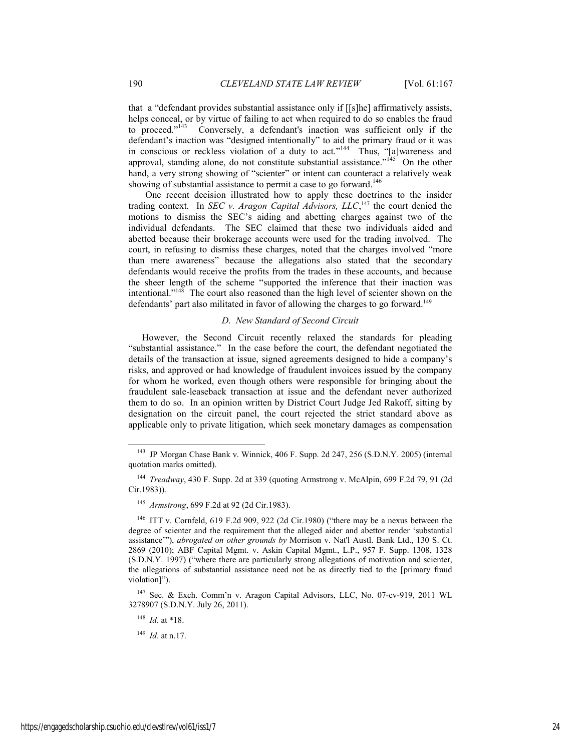that a "defendant provides substantial assistance only if [[s]he] affirmatively assists, helps conceal, or by virtue of failing to act when required to do so enables the fraud to proceed."[143] Conversely, a defendant's inaction was sufficient only if the defendant's inaction was "designed intentionally" to aid the primary fraud or it was in conscious or reckless violation of a duty to act."[144] Thus, "[a]wareness and approval, standing alone, do not constitute substantial assistance."[145] On the other hand, a very strong showing of "scienter" or intent can counteract a relatively weak showing of substantial assistance to permit a case to go forward.[146]

One recent decision illustrated how to apply these doctrines to the insider trading context. In *SEC v. Aragon Capital Advisors, LLC*,[147] the court denied the motions to dismiss the SEC's aiding and abetting charges against two of the individual defendants. The SEC claimed that these two individuals aided and abetted because their brokerage accounts were used for the trading involved. The court, in refusing to dismiss these charges, noted that the charges involved "more than mere awareness" because the allegations also stated that the secondary defendants would receive the profits from the trades in these accounts, and because the sheer length of the scheme "supported the inference that their inaction was intentional."[148] The court also reasoned than the high level of scienter shown on the defendants' part also militated in favor of allowing the charges to go forward.[149]

### *D. New Standard of Second Circuit*

However, the Second Circuit recently relaxed the standards for pleading "substantial assistance." In the case before the court, the defendant negotiated the details of the transaction at issue, signed agreements designed to hide a company's risks, and approved or had knowledge of fraudulent invoices issued by the company for whom he worked, even though others were responsible for bringing about the fraudulent sale-leaseback transaction at issue and the defendant never authorized them to do so. In an opinion written by District Court Judge Jed Rakoff, sitting by designation on the circuit panel, the court rejected the strict standard above as applicable only to private litigation, which seek monetary damages as compensation

---

[143] JP Morgan Chase Bank v. Winnick, 406 F. Supp. 2d 247, 256 (S.D.N.Y. 2005) (internal quotation marks omitted).

[144] *Treadway*, 430 F. Supp. 2d at 339 (quoting Armstrong v. McAlpin, 699 F.2d 79, 91 (2d Cir.1983)).

[145] *Armstrong*, 699 F.2d at 92 (2d Cir.1983).

[146] ITT v. Cornfeld, 619 F.2d 909, 922 (2d Cir.1980) ("there may be a nexus between the degree of scienter and the requirement that the alleged aider and abettor render 'substantial assistance'"), *abrogated on other grounds by* Morrison v. Nat'l Austl. Bank Ltd., 130 S. Ct. 2869 (2010); ABF Capital Mgmt. v. Askin Capital Mgmt., L.P., 957 F. Supp. 1308, 1328 (S.D.N.Y. 1997) ("where there are particularly strong allegations of motivation and scienter, the allegations of substantial assistance need not be as directly tied to the [primary fraud violation]").

[147] Sec. & Exch. Comm'n v. Aragon Capital Advisors, LLC, No. 07-cv-919, 2011 WL 3278907 (S.D.N.Y. July 26, 2011).

[148] *Id.* at *18.

[149] *Id.* at n.17.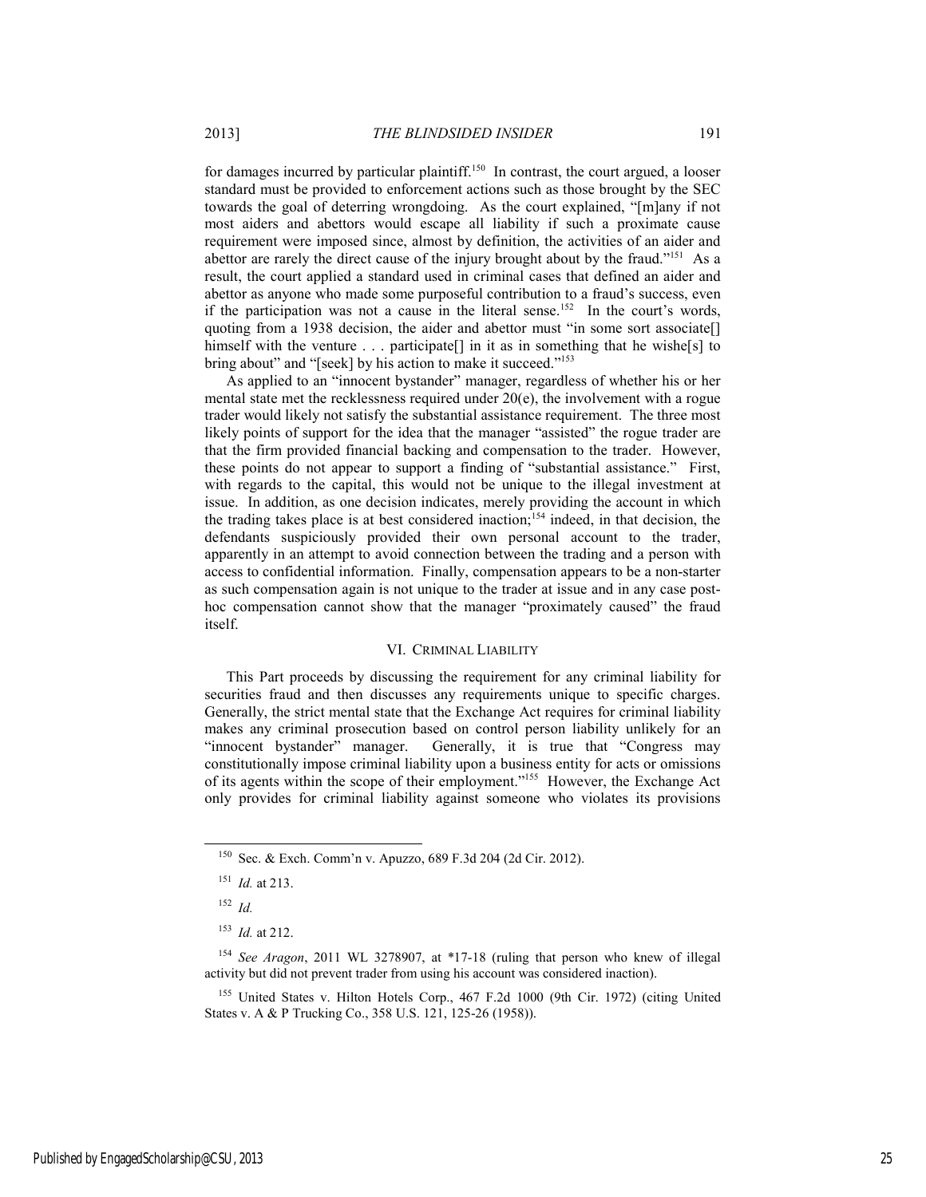for damages incurred by particular plaintiff.[150] In contrast, the court argued, a looser standard must be provided to enforcement actions such as those brought by the SEC towards the goal of deterring wrongdoing. As the court explained, "[m]any if not most aiders and abettors would escape all liability if such a proximate cause requirement were imposed since, almost by definition, the activities of an aider and abettor are rarely the direct cause of the injury brought about by the fraud."[151] As a result, the court applied a standard used in criminal cases that defined an aider and abettor as anyone who made some purposeful contribution to a fraud's success, even if the participation was not a cause in the literal sense.[152] In the court's words, quoting from a 1938 decision, the aider and abettor must "in some sort associate[] himself with the venture . . . participate[] in it as in something that he wishe[s] to bring about" and "[seek] by his action to make it succeed."[153]

As applied to an "innocent bystander" manager, regardless of whether his or her mental state met the recklessness required under 20(e), the involvement with a rogue trader would likely not satisfy the substantial assistance requirement. The three most likely points of support for the idea that the manager "assisted" the rogue trader are that the firm provided financial backing and compensation to the trader. However, these points do not appear to support a finding of "substantial assistance." First, with regards to the capital, this would not be unique to the illegal investment at issue. In addition, as one decision indicates, merely providing the account in which the trading takes place is at best considered inaction;[154] indeed, in that decision, the defendants suspiciously provided their own personal account to the trader, apparently in an attempt to avoid connection between the trading and a person with access to confidential information. Finally, compensation appears to be a non-starter as such compensation again is not unique to the trader at issue and in any case post-hoc compensation cannot show that the manager "proximately caused" the fraud itself.

## VI. Criminal Liability

This Part proceeds by discussing the requirement for any criminal liability for securities fraud and then discusses any requirements unique to specific charges. Generally, the strict mental state that the Exchange Act requires for criminal liability makes any criminal prosecution based on control person liability unlikely for an "innocent bystander" manager. Generally, it is true that "Congress may constitutionally impose criminal liability upon a business entity for acts or omissions of its agents within the scope of their employment."[155] However, the Exchange Act only provides for criminal liability against someone who violates its provisions

---

[150] Sec. & Exch. Comm'n v. Apuzzo, 689 F.3d 204 (2d Cir. 2012).

[151] *Id.* at 213.

[152] *Id.*

[153] *Id.* at 212.

[154] *See Aragon*, 2011 WL 3278907, at \*17-18 (ruling that person who knew of illegal activity but did not prevent trader from using his account was considered inaction).

[155] United States v. Hilton Hotels Corp., 467 F.2d 1000 (9th Cir. 1972) (citing United States v. A & P Trucking Co., 358 U.S. 121, 125-26 (1958)).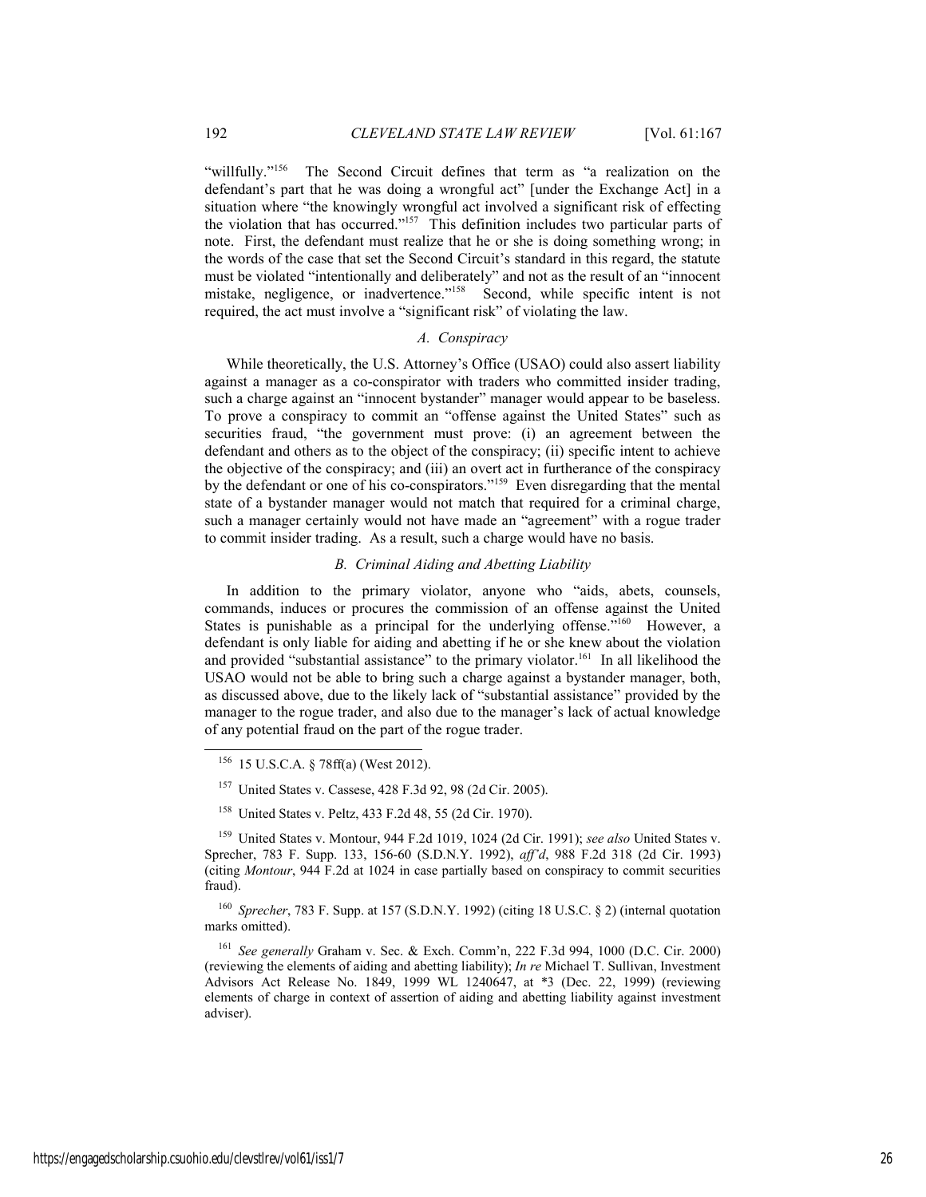"willfully."[156] The Second Circuit defines that term as "a realization on the defendant's part that he was doing a wrongful act" [under the Exchange Act] in a situation where "the knowingly wrongful act involved a significant risk of effecting the violation that has occurred."[157] This definition includes two particular parts of note. First, the defendant must realize that he or she is doing something wrong; in the words of the case that set the Second Circuit's standard in this regard, the statute must be violated "intentionally and deliberately" and not as the result of an "innocent mistake, negligence, or inadvertence."[158] Second, while specific intent is not required, the act must involve a "significant risk" of violating the law.

### *A. Conspiracy*

While theoretically, the U.S. Attorney's Office (USAO) could also assert liability against a manager as a co-conspirator with traders who committed insider trading, such a charge against an "innocent bystander" manager would appear to be baseless. To prove a conspiracy to commit an "offense against the United States" such as securities fraud, "the government must prove: (i) an agreement between the defendant and others as to the object of the conspiracy; (ii) specific intent to achieve the objective of the conspiracy; and (iii) an overt act in furtherance of the conspiracy by the defendant or one of his co-conspirators."[159] Even disregarding that the mental state of a bystander manager would not match that required for a criminal charge, such a manager certainly would not have made an "agreement" with a rogue trader to commit insider trading. As a result, such a charge would have no basis.

### *B. Criminal Aiding and Abetting Liability*

In addition to the primary violator, anyone who "aids, abets, counsels, commands, induces or procures the commission of an offense against the United States is punishable as a principal for the underlying offense."[160] However, a defendant is only liable for aiding and abetting if he or she knew about the violation and provided "substantial assistance" to the primary violator.[161] In all likelihood the USAO would not be able to bring such a charge against a bystander manager, both, as discussed above, due to the likely lack of "substantial assistance" provided by the manager to the rogue trader, and also due to the manager's lack of actual knowledge of any potential fraud on the part of the rogue trader.

---

[156] 15 U.S.C.A. § 78ff(a) (West 2012).

[157] United States v. Cassese, 428 F.3d 92, 98 (2d Cir. 2005).

[158] United States v. Peltz, 433 F.2d 48, 55 (2d Cir. 1970).

[159] United States v. Montour, 944 F.2d 1019, 1024 (2d Cir. 1991); *see also* United States v. Sprecher, 783 F. Supp. 133, 156-60 (S.D.N.Y. 1992), *aff'd*, 988 F.2d 318 (2d Cir. 1993) (citing *Montour*, 944 F.2d at 1024 in case partially based on conspiracy to commit securities fraud).

[160] *Sprecher*, 783 F. Supp. at 157 (S.D.N.Y. 1992) (citing 18 U.S.C. § 2) (internal quotation marks omitted).

[161] *See generally* Graham v. Sec. & Exch. Comm'n, 222 F.3d 994, 1000 (D.C. Cir. 2000) (reviewing the elements of aiding and abetting liability); *In re* Michael T. Sullivan, Investment Advisors Act Release No. 1849, 1999 WL 1240647, at *3 (Dec. 22, 1999) (reviewing elements of charge in context of assertion of aiding and abetting liability against investment adviser).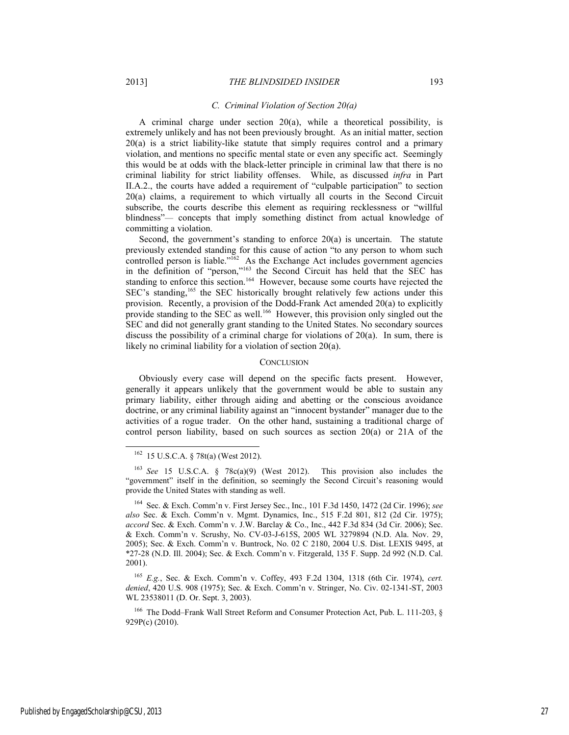### *C. Criminal Violation of Section 20(a)*

A criminal charge under section 20(a), while a theoretical possibility, is extremely unlikely and has not been previously brought. As an initial matter, section 20(a) is a strict liability-like statute that simply requires control and a primary violation, and mentions no specific mental state or even any specific act. Seemingly this would be at odds with the black-letter principle in criminal law that there is no criminal liability for strict liability offenses. While, as discussed *infra* in Part II.A.2., the courts have added a requirement of "culpable participation" to section 20(a) claims, a requirement to which virtually all courts in the Second Circuit subscribe, the courts describe this element as requiring recklessness or "willful blindness"— concepts that imply something distinct from actual knowledge of committing a violation.

Second, the government's standing to enforce 20(a) is uncertain. The statute previously extended standing for this cause of action "to any person to whom such controlled person is liable."[162] As the Exchange Act includes government agencies in the definition of "person,"[163] the Second Circuit has held that the SEC has standing to enforce this section.[164] However, because some courts have rejected the SEC's standing,[165] the SEC historically brought relatively few actions under this provision. Recently, a provision of the Dodd-Frank Act amended 20(a) to explicitly provide standing to the SEC as well.[166] However, this provision only singled out the SEC and did not generally grant standing to the United States. No secondary sources discuss the possibility of a criminal charge for violations of 20(a). In sum, there is likely no criminal liability for a violation of section 20(a).

## CONCLUSION

Obviously every case will depend on the specific facts present. However, generally it appears unlikely that the government would be able to sustain any primary liability, either through aiding and abetting or the conscious avoidance doctrine, or any criminal liability against an "innocent bystander" manager due to the activities of a rogue trader. On the other hand, sustaining a traditional charge of control person liability, based on such sources as section 20(a) or 21A of the

---

[162] 15 U.S.C.A. § 78t(a) (West 2012).

[163] *See* 15 U.S.C.A. § 78c(a)(9) (West 2012). This provision also includes the "government" itself in the definition, so seemingly the Second Circuit's reasoning would provide the United States with standing as well.

[164] Sec. & Exch. Comm'n v. First Jersey Sec., Inc., 101 F.3d 1450, 1472 (2d Cir. 1996); *see also* Sec. & Exch. Comm'n v. Mgmt. Dynamics, Inc., 515 F.2d 801, 812 (2d Cir. 1975); *accord* Sec. & Exch. Comm'n v. J.W. Barclay & Co., Inc., 442 F.3d 834 (3d Cir. 2006); Sec. & Exch. Comm'n v. Scrushy, No. CV-03-J-615S, 2005 WL 3279894 (N.D. Ala. Nov. 29, 2005); Sec. & Exch. Comm'n v. Buntrock, No. 02 C 2180, 2004 U.S. Dist. LEXIS 9495, at *27-28 (N.D. Ill. 2004); Sec. & Exch. Comm'n v. Fitzgerald, 135 F. Supp. 2d 992 (N.D. Cal. 2001).

[165] *E.g.*, Sec. & Exch. Comm'n v. Coffey, 493 F.2d 1304, 1318 (6th Cir. 1974), *cert. denied*, 420 U.S. 908 (1975); Sec. & Exch. Comm'n v. Stringer, No. Civ. 02-1341-ST, 2003 WL 23538011 (D. Or. Sept. 3, 2003).

[166] The Dodd–Frank Wall Street Reform and Consumer Protection Act, Pub. L. 111-203, § 929P(c) (2010).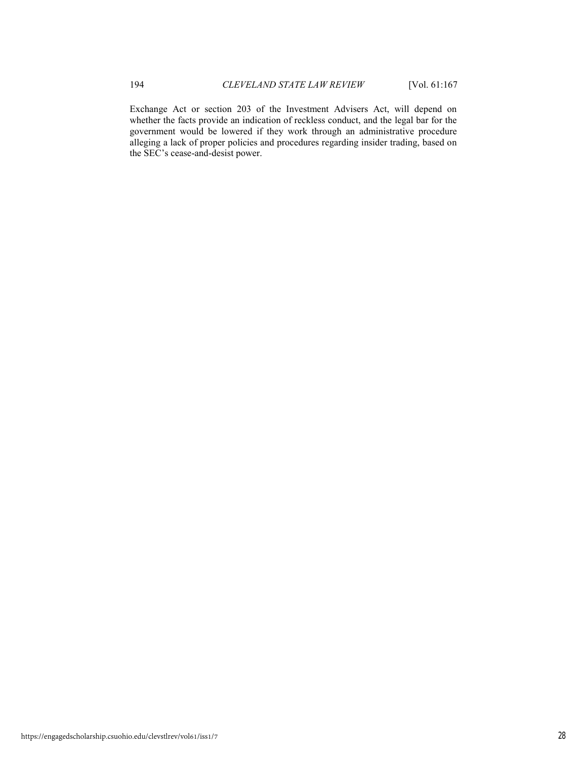Exchange Act or section 203 of the Investment Advisers Act, will depend on whether the facts provide an indication of reckless conduct, and the legal bar for the government would be lowered if they work through an administrative procedure alleging a lack of proper policies and procedures regarding insider trading, based on the SEC's cease-and-desist power.